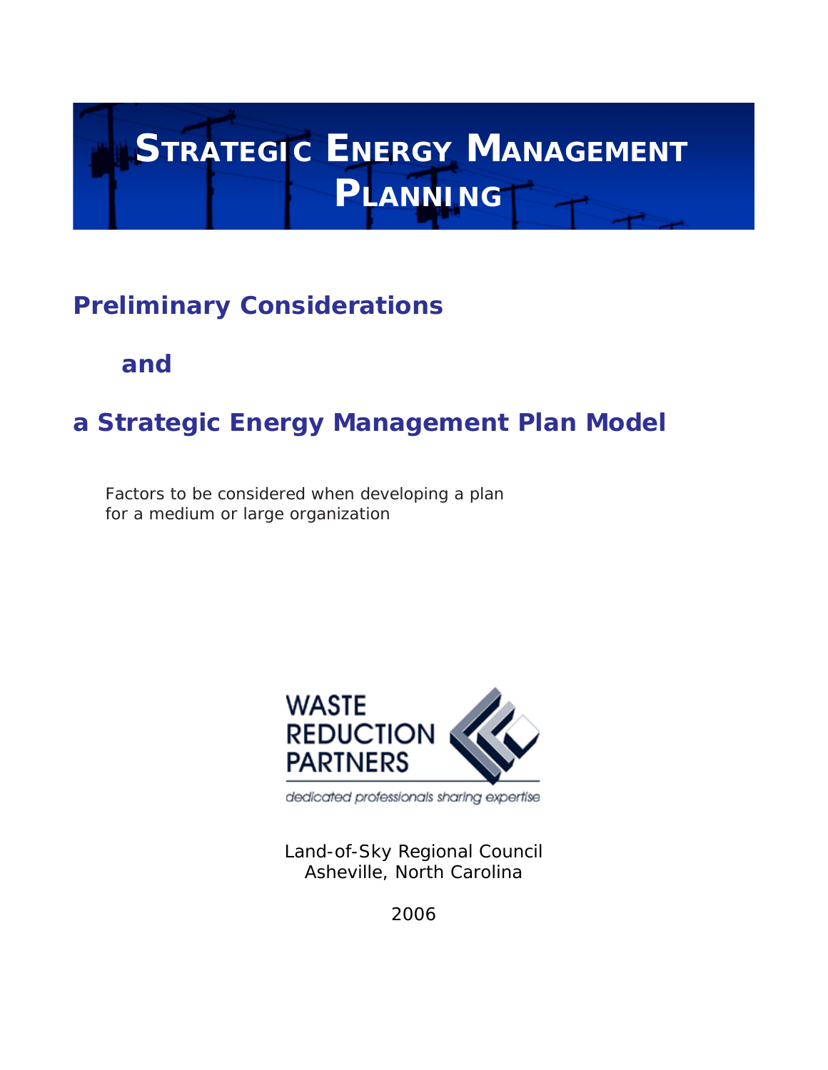# STRATEGIC ENERGY MANAGEMENT PLANNING

## Preliminary Considerations

## and

## a Strategic Energy Management Plan Model

Factors to be considered when developing a plan
for a medium or large organization

WASTE
REDUCTION
PARTNERS

*dedicated professionals sharing expertise*

Land-of-Sky Regional Council
Asheville, North Carolina

2006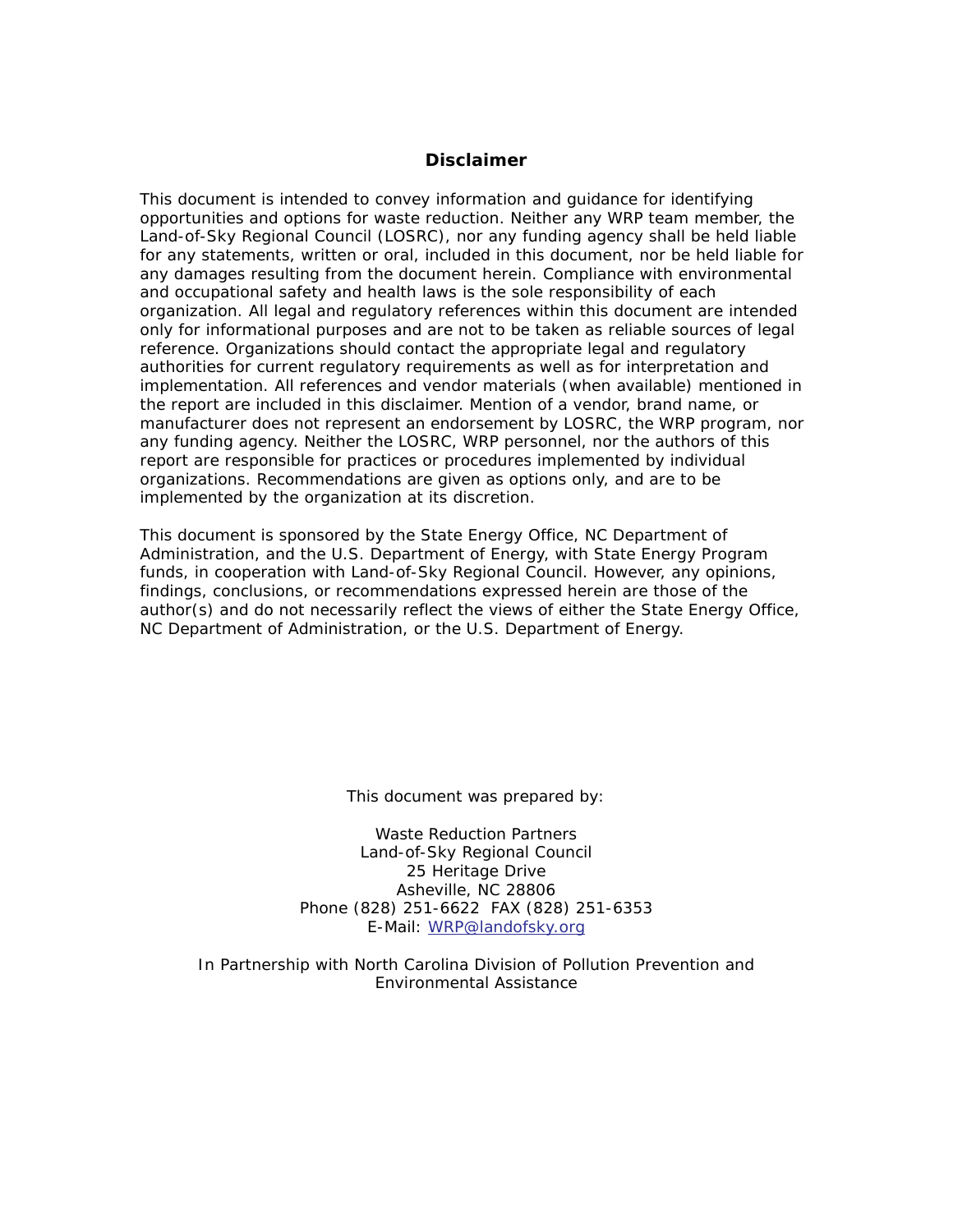## Disclaimer

This document is intended to convey information and guidance for identifying opportunities and options for waste reduction. Neither any WRP team member, the Land-of-Sky Regional Council (LOSRC), nor any funding agency shall be held liable for any statements, written or oral, included in this document, nor be held liable for any damages resulting from the document herein. Compliance with environmental and occupational safety and health laws is the sole responsibility of each organization. All legal and regulatory references within this document are intended only for informational purposes and are not to be taken as reliable sources of legal reference. Organizations should contact the appropriate legal and regulatory authorities for current regulatory requirements as well as for interpretation and implementation. All references and vendor materials (when available) mentioned in the report are included in this disclaimer. Mention of a vendor, brand name, or manufacturer does not represent an endorsement by LOSRC, the WRP program, nor any funding agency. Neither the LOSRC, WRP personnel, nor the authors of this report are responsible for practices or procedures implemented by individual organizations. Recommendations are given as options only, and are to be implemented by the organization at its discretion.

This document is sponsored by the State Energy Office, NC Department of Administration, and the U.S. Department of Energy, with State Energy Program funds, in cooperation with Land-of-Sky Regional Council. However, any opinions, findings, conclusions, or recommendations expressed herein are those of the author(s) and do not necessarily reflect the views of either the State Energy Office, NC Department of Administration, or the U.S. Department of Energy.

This document was prepared by:

Waste Reduction Partners
Land-of-Sky Regional Council
25 Heritage Drive
Asheville, NC 28806
Phone (828) 251-6622 FAX (828) 251-6353
E-Mail: WRP@landofsky.org

In Partnership with North Carolina Division of Pollution Prevention and Environmental Assistance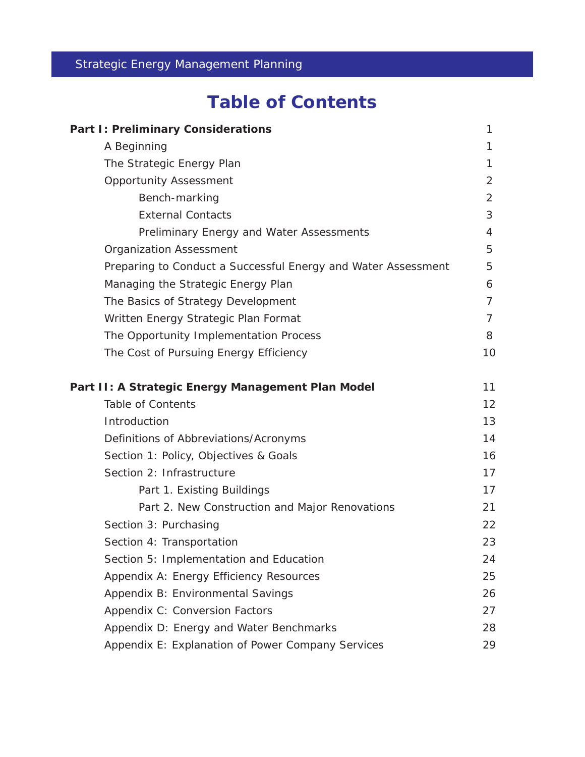# Table of Contents

| | |
|---|---|
| **Part I: Preliminary Considerations** | 1 |
| A Beginning | 1 |
| The Strategic Energy Plan | 1 |
| Opportunity Assessment | 2 |
| Bench-marking | 2 |
| External Contacts | 3 |
| Preliminary Energy and Water Assessments | 4 |
| Organization Assessment | 5 |
| Preparing to Conduct a Successful Energy and Water Assessment | 5 |
| Managing the Strategic Energy Plan | 6 |
| The Basics of Strategy Development | 7 |
| Written Energy Strategic Plan Format | 7 |
| The Opportunity Implementation Process | 8 |
| The Cost of Pursuing Energy Efficiency | 10 |
| **Part II: A Strategic Energy Management Plan Model** | 11 |
| Table of Contents | 12 |
| Introduction | 13 |
| Definitions of Abbreviations/Acronyms | 14 |
| Section 1: Policy, Objectives & Goals | 16 |
| Section 2: Infrastructure | 17 |
| Part 1. Existing Buildings | 17 |
| Part 2. New Construction and Major Renovations | 21 |
| Section 3: Purchasing | 22 |
| Section 4: Transportation | 23 |
| Section 5: Implementation and Education | 24 |
| Appendix A: Energy Efficiency Resources | 25 |
| Appendix B: Environmental Savings | 26 |
| Appendix C: Conversion Factors | 27 |
| Appendix D: Energy and Water Benchmarks | 28 |
| Appendix E: Explanation of Power Company Services | 29 |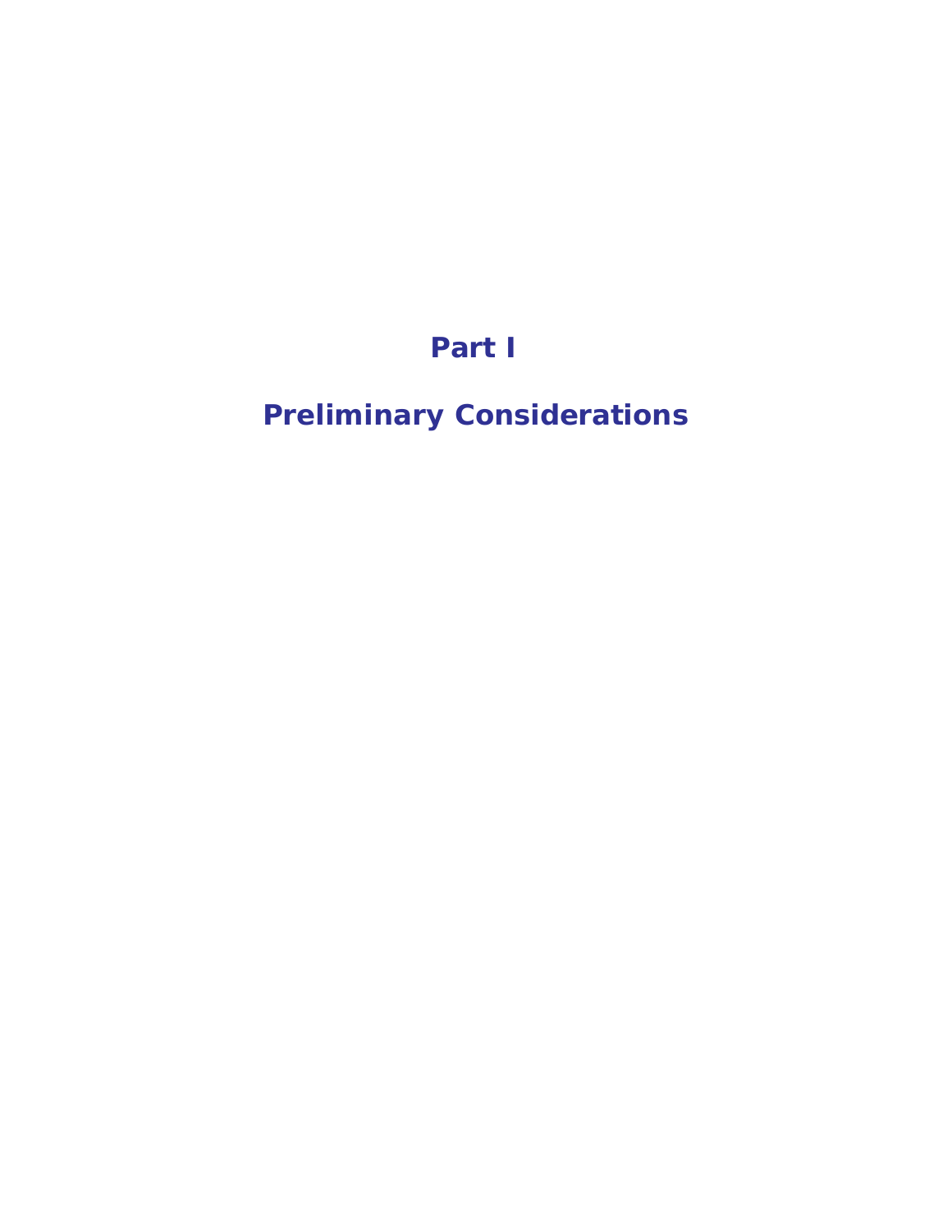# Part I

# Preliminary Considerations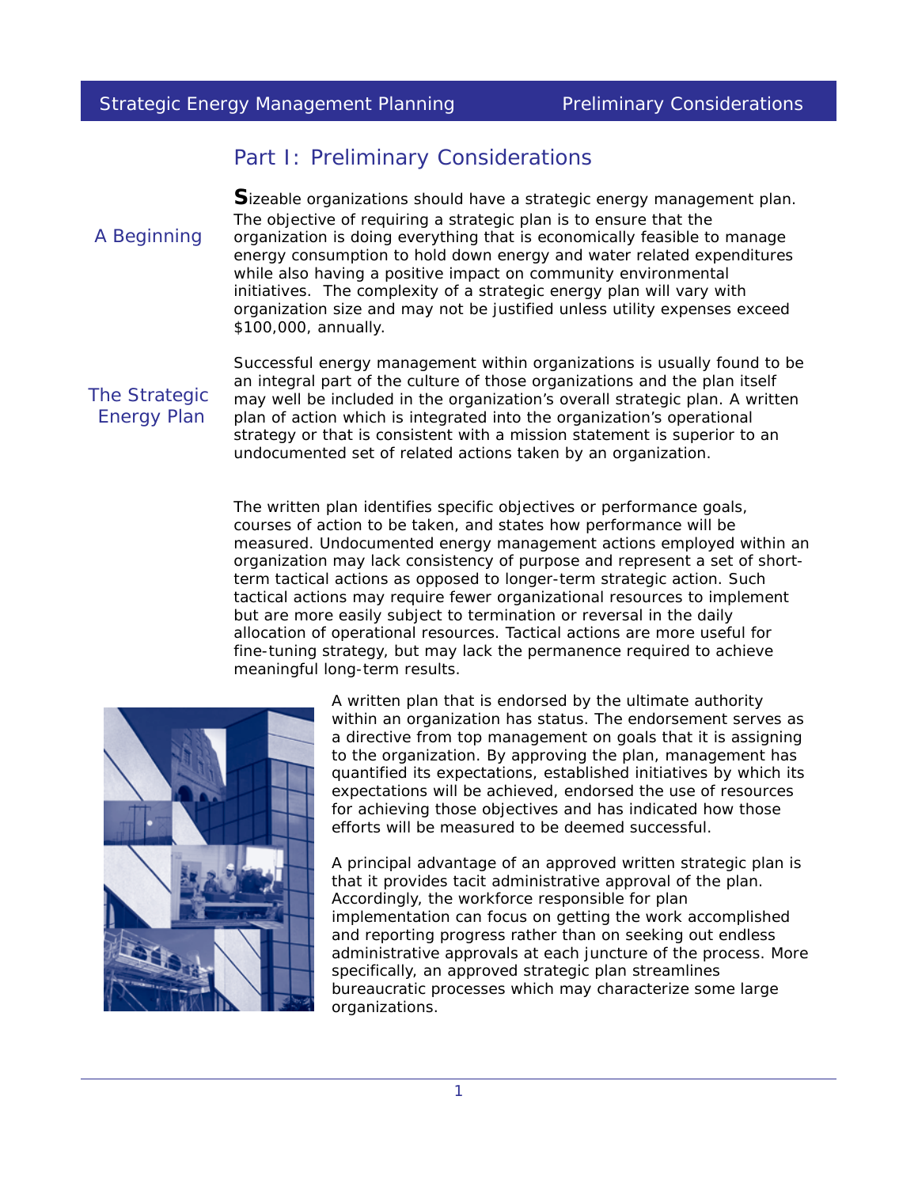# Part I: Preliminary Considerations

## A Beginning

**S**izeable organizations should have a strategic energy management plan. The objective of requiring a strategic plan is to ensure that the organization is doing everything that is economically feasible to manage energy consumption to hold down energy and water related expenditures while also having a positive impact on community environmental initiatives. The complexity of a strategic energy plan will vary with organization size and may not be justified unless utility expenses exceed $100,000, annually.

## The Strategic Energy Plan

Successful energy management within organizations is usually found to be an integral part of the culture of those organizations and the plan itself may well be included in the organization's overall strategic plan. A written plan of action which is integrated into the organization's operational strategy or that is consistent with a mission statement is superior to an undocumented set of related actions taken by an organization.

The written plan identifies specific objectives or performance goals, courses of action to be taken, and states how performance will be measured. Undocumented energy management actions employed within an organization may lack consistency of purpose and represent a set of short-term tactical actions as opposed to longer-term strategic action. Such tactical actions may require fewer organizational resources to implement but are more easily subject to termination or reversal in the daily allocation of operational resources. Tactical actions are more useful for fine-tuning strategy, but may lack the permanence required to achieve meaningful long-term results.

A written plan that is endorsed by the ultimate authority within an organization has status. The endorsement serves as a directive from top management on goals that it is assigning to the organization. By approving the plan, management has quantified its expectations, established initiatives by which its expectations will be achieved, endorsed the use of resources for achieving those objectives and has indicated how those efforts will be measured to be deemed successful.

A principal advantage of an approved written strategic plan is that it provides tacit administrative approval of the plan. Accordingly, the workforce responsible for plan implementation can focus on getting the work accomplished and reporting progress rather than on seeking out endless administrative approvals at each juncture of the process. More specifically, an approved strategic plan streamlines bureaucratic processes which may characterize some large organizations.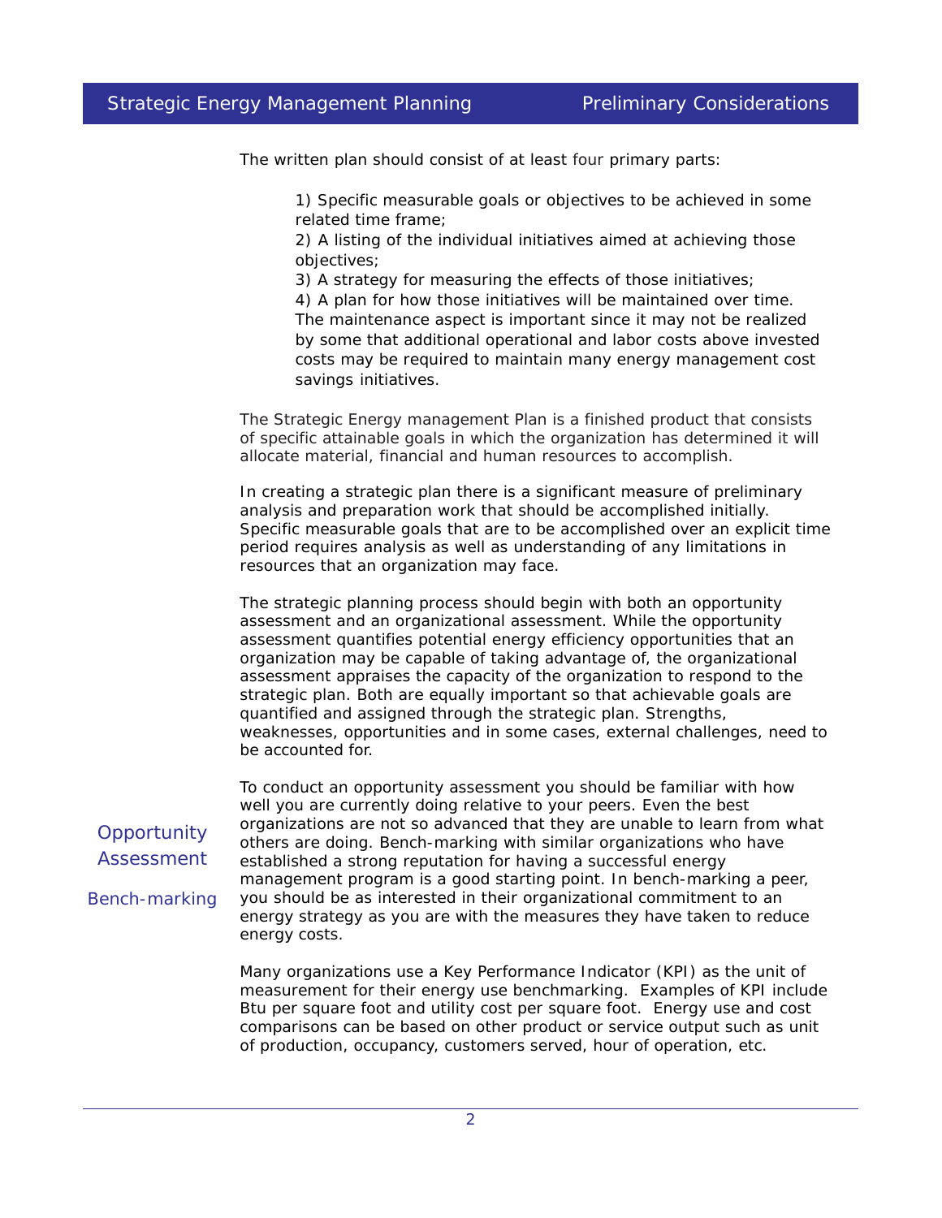The written plan should consist of at least four primary parts:

1) Specific measurable goals or objectives to be achieved in some related time frame;
2) A listing of the individual initiatives aimed at achieving those objectives;
3) A strategy for measuring the effects of those initiatives;
4) A plan for how those initiatives will be maintained over time. The maintenance aspect is important since it may not be realized by some that additional operational and labor costs above invested costs may be required to maintain many energy management cost savings initiatives.

The Strategic Energy management Plan is a finished product that consists of specific attainable goals in which the organization has determined it will allocate material, financial and human resources to accomplish.

In creating a strategic plan there is a significant measure of preliminary analysis and preparation work that should be accomplished initially. Specific measurable goals that are to be accomplished over an explicit time period requires analysis as well as understanding of any limitations in resources that an organization may face.

The strategic planning process should begin with both an opportunity assessment and an organizational assessment. While the opportunity assessment quantifies potential energy efficiency opportunities that an organization may be capable of taking advantage of, the organizational assessment appraises the capacity of the organization to respond to the strategic plan. Both are equally important so that achievable goals are quantified and assigned through the strategic plan. Strengths, weaknesses, opportunities and in some cases, external challenges, need to be accounted for.

## Opportunity Assessment

### Bench-marking

To conduct an opportunity assessment you should be familiar with how well you are currently doing relative to your peers. Even the best organizations are not so advanced that they are unable to learn from what others are doing. Bench-marking with similar organizations who have established a strong reputation for having a successful energy management program is a good starting point. In bench-marking a peer, you should be as interested in their organizational commitment to an energy strategy as you are with the measures they have taken to reduce energy costs.

Many organizations use a Key Performance Indicator (KPI) as the unit of measurement for their energy use benchmarking. Examples of KPI include Btu per square foot and utility cost per square foot. Energy use and cost comparisons can be based on other product or service output such as unit of production, occupancy, customers served, hour of operation, etc.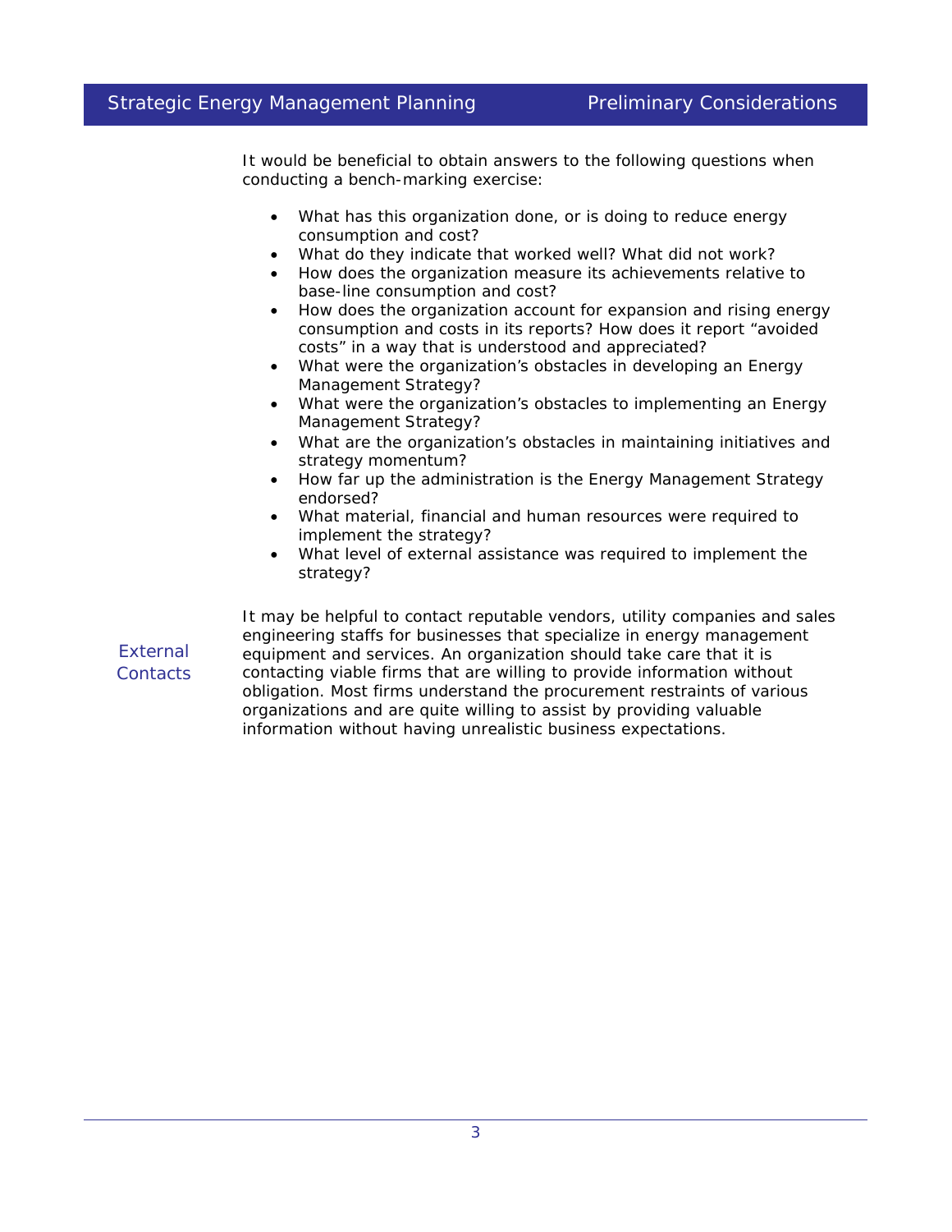It would be beneficial to obtain answers to the following questions when conducting a bench-marking exercise:

- What has this organization done, or is doing to reduce energy consumption and cost?
- What do they indicate that worked well? What did not work?
- How does the organization measure its achievements relative to base-line consumption and cost?
- How does the organization account for expansion and rising energy consumption and costs in its reports? How does it report "avoided costs" in a way that is understood and appreciated?
- What were the organization's obstacles in developing an Energy Management Strategy?
- What were the organization's obstacles to implementing an Energy Management Strategy?
- What are the organization's obstacles in maintaining initiatives and strategy momentum?
- How far up the administration is the Energy Management Strategy endorsed?
- What material, financial and human resources were required to implement the strategy?
- What level of external assistance was required to implement the strategy?

### External Contacts

It may be helpful to contact reputable vendors, utility companies and sales engineering staffs for businesses that specialize in energy management equipment and services. An organization should take care that it is contacting viable firms that are willing to provide information without obligation. Most firms understand the procurement restraints of various organizations and are quite willing to assist by providing valuable information without having unrealistic business expectations.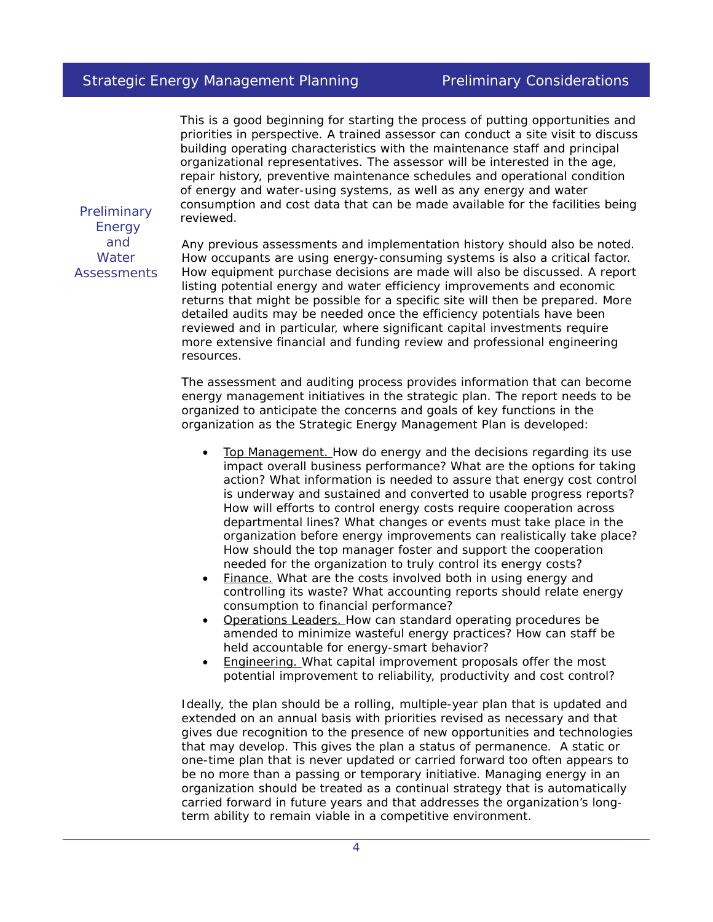This is a good beginning for starting the process of putting opportunities and priorities in perspective. A trained assessor can conduct a site visit to discuss building operating characteristics with the maintenance staff and principal organizational representatives. The assessor will be interested in the age, repair history, preventive maintenance schedules and operational condition of energy and water-using systems, as well as any energy and water consumption and cost data that can be made available for the facilities being reviewed.

## Preliminary Energy and Water Assessments

Any previous assessments and implementation history should also be noted. How occupants are using energy-consuming systems is also a critical factor. How equipment purchase decisions are made will also be discussed. A report listing potential energy and water efficiency improvements and economic returns that might be possible for a specific site will then be prepared. More detailed audits may be needed once the efficiency potentials have been reviewed and in particular, where significant capital investments require more extensive financial and funding review and professional engineering resources.

The assessment and auditing process provides information that can become energy management initiatives in the strategic plan. The report needs to be organized to anticipate the concerns and goals of key functions in the organization as the Strategic Energy Management Plan is developed:

- Top Management. How do energy and the decisions regarding its use impact overall business performance? What are the options for taking action? What information is needed to assure that energy cost control is underway and sustained and converted to usable progress reports? How will efforts to control energy costs require cooperation across departmental lines? What changes or events must take place in the organization before energy improvements can realistically take place? How should the top manager foster and support the cooperation needed for the organization to truly control its energy costs?
- Finance. What are the costs involved both in using energy and controlling its waste? What accounting reports should relate energy consumption to financial performance?
- Operations Leaders. How can standard operating procedures be amended to minimize wasteful energy practices? How can staff be held accountable for energy-smart behavior?
- Engineering. What capital improvement proposals offer the most potential improvement to reliability, productivity and cost control?

Ideally, the plan should be a rolling, multiple-year plan that is updated and extended on an annual basis with priorities revised as necessary and that gives due recognition to the presence of new opportunities and technologies that may develop. This gives the plan a status of permanence. A static or one-time plan that is never updated or carried forward too often appears to be no more than a passing or temporary initiative. Managing energy in an organization should be treated as a continual strategy that is automatically carried forward in future years and that addresses the organization's long-term ability to remain viable in a competitive environment.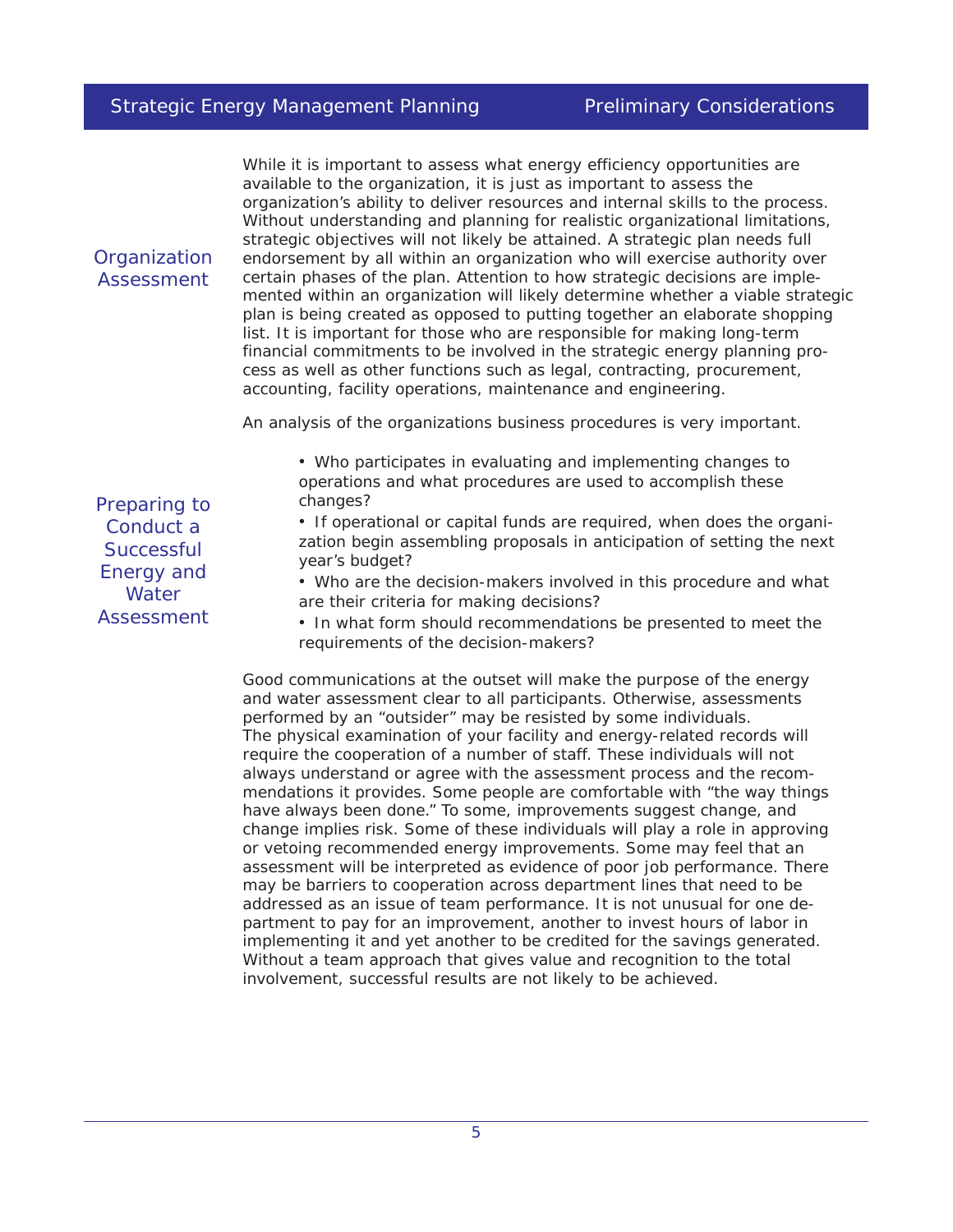## Organization Assessment

While it is important to assess what energy efficiency opportunities are available to the organization, it is just as important to assess the organization's ability to deliver resources and internal skills to the process. Without understanding and planning for realistic organizational limitations, strategic objectives will not likely be attained. A strategic plan needs full endorsement by all within an organization who will exercise authority over certain phases of the plan. Attention to how strategic decisions are implemented within an organization will likely determine whether a viable strategic plan is being created as opposed to putting together an elaborate shopping list. It is important for those who are responsible for making long-term financial commitments to be involved in the strategic energy planning process as well as other functions such as legal, contracting, procurement, accounting, facility operations, maintenance and engineering.

An analysis of the organizations business procedures is very important.

## Preparing to Conduct a Successful Energy and Water Assessment

- Who participates in evaluating and implementing changes to operations and what procedures are used to accomplish these changes?
- If operational or capital funds are required, when does the organization begin assembling proposals in anticipation of setting the next year's budget?
- Who are the decision-makers involved in this procedure and what are their criteria for making decisions?
- In what form should recommendations be presented to meet the requirements of the decision-makers?

Good communications at the outset will make the purpose of the energy and water assessment clear to all participants. Otherwise, assessments performed by an "outsider" may be resisted by some individuals. The physical examination of your facility and energy-related records will require the cooperation of a number of staff. These individuals will not always understand or agree with the assessment process and the recommendations it provides. Some people are comfortable with "the way things have always been done." To some, improvements suggest change, and change implies risk. Some of these individuals will play a role in approving or vetoing recommended energy improvements. Some may feel that an assessment will be interpreted as evidence of poor job performance. There may be barriers to cooperation across department lines that need to be addressed as an issue of team performance. It is not unusual for one department to pay for an improvement, another to invest hours of labor in implementing it and yet another to be credited for the savings generated. Without a team approach that gives value and recognition to the total involvement, successful results are not likely to be achieved.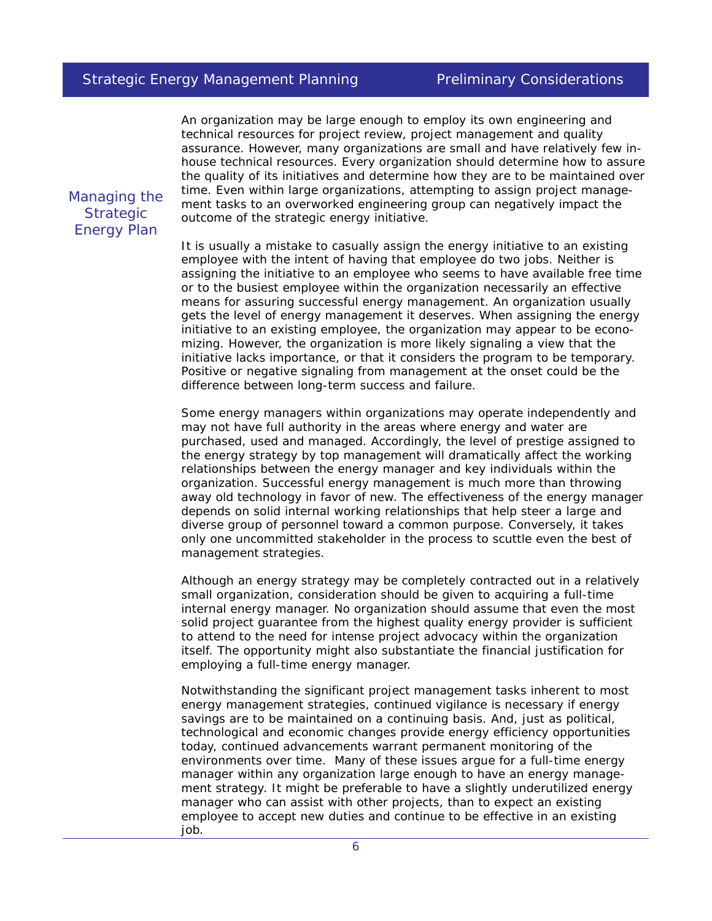## Managing the Strategic Energy Plan

An organization may be large enough to employ its own engineering and technical resources for project review, project management and quality assurance. However, many organizations are small and have relatively few in-house technical resources. Every organization should determine how to assure the quality of its initiatives and determine how they are to be maintained over time. Even within large organizations, attempting to assign project management tasks to an overworked engineering group can negatively impact the outcome of the strategic energy initiative.

It is usually a mistake to casually assign the energy initiative to an existing employee with the intent of having that employee do two jobs. Neither is assigning the initiative to an employee who seems to have available free time or to the busiest employee within the organization necessarily an effective means for assuring successful energy management. An organization usually gets the level of energy management it deserves. When assigning the energy initiative to an existing employee, the organization may appear to be economizing. However, the organization is more likely signaling a view that the initiative lacks importance, or that it considers the program to be temporary. Positive or negative signaling from management at the onset could be the difference between long-term success and failure.

Some energy managers within organizations may operate independently and may not have full authority in the areas where energy and water are purchased, used and managed. Accordingly, the level of prestige assigned to the energy strategy by top management will dramatically affect the working relationships between the energy manager and key individuals within the organization. Successful energy management is much more than throwing away old technology in favor of new. The effectiveness of the energy manager depends on solid internal working relationships that help steer a large and diverse group of personnel toward a common purpose. Conversely, it takes only one uncommitted stakeholder in the process to scuttle even the best of management strategies.

Although an energy strategy may be completely contracted out in a relatively small organization, consideration should be given to acquiring a full-time internal energy manager. No organization should assume that even the most solid project guarantee from the highest quality energy provider is sufficient to attend to the need for intense project advocacy within the organization itself. The opportunity might also substantiate the financial justification for employing a full-time energy manager.

Notwithstanding the significant project management tasks inherent to most energy management strategies, continued vigilance is necessary if energy savings are to be maintained on a continuing basis. And, just as political, technological and economic changes provide energy efficiency opportunities today, continued advancements warrant permanent monitoring of the environments over time. Many of these issues argue for a full-time energy manager within any organization large enough to have an energy management strategy. It might be preferable to have a slightly underutilized energy manager who can assist with other projects, than to expect an existing employee to accept new duties and continue to be effective in an existing job.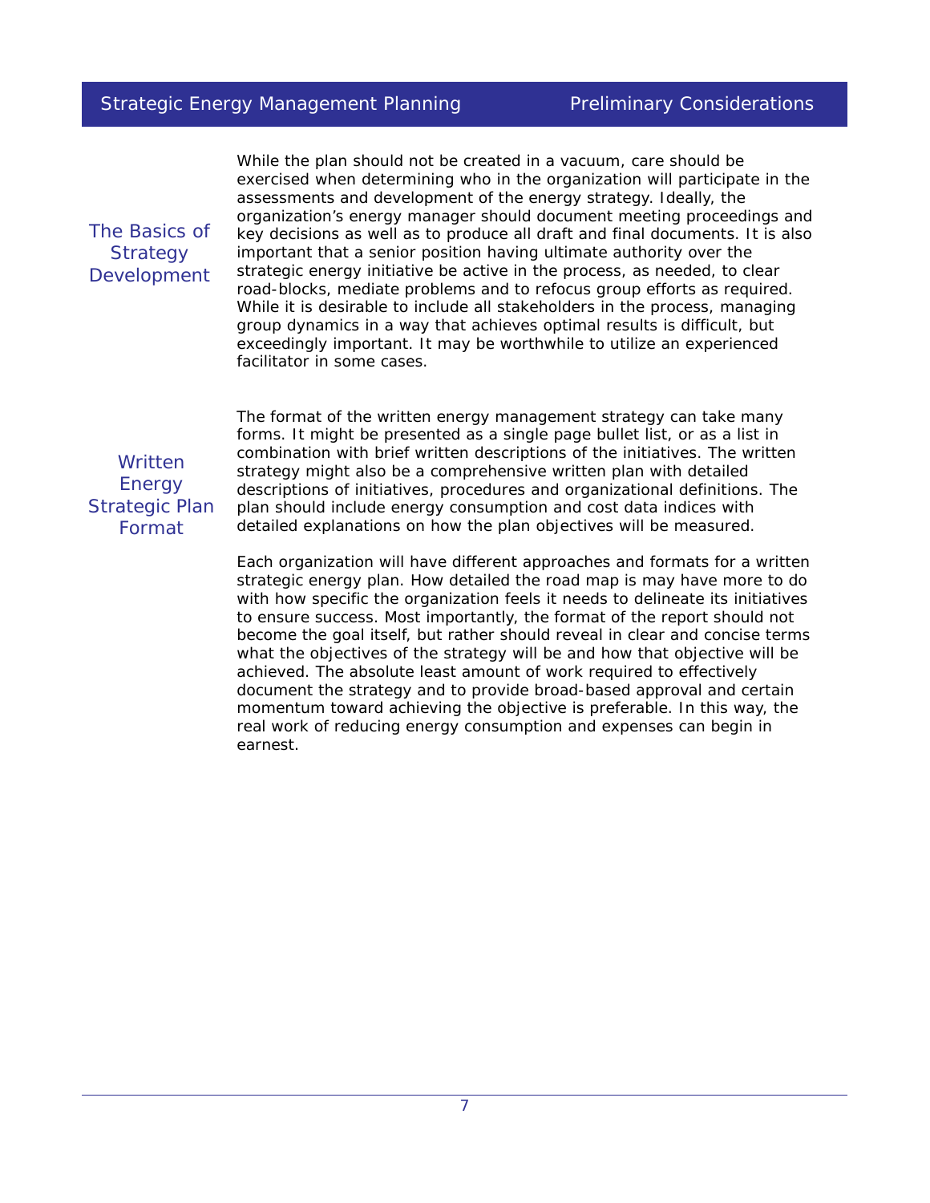## The Basics of Strategy Development

While the plan should not be created in a vacuum, care should be exercised when determining who in the organization will participate in the assessments and development of the energy strategy. Ideally, the organization's energy manager should document meeting proceedings and key decisions as well as to produce all draft and final documents. It is also important that a senior position having ultimate authority over the strategic energy initiative be active in the process, as needed, to clear road-blocks, mediate problems and to refocus group efforts as required. While it is desirable to include all stakeholders in the process, managing group dynamics in a way that achieves optimal results is difficult, but exceedingly important. It may be worthwhile to utilize an experienced facilitator in some cases.

## Written Energy Strategic Plan Format

The format of the written energy management strategy can take many forms. It might be presented as a single page bullet list, or as a list in combination with brief written descriptions of the initiatives. The written strategy might also be a comprehensive written plan with detailed descriptions of initiatives, procedures and organizational definitions. The plan should include energy consumption and cost data indices with detailed explanations on how the plan objectives will be measured.

Each organization will have different approaches and formats for a written strategic energy plan. How detailed the road map is may have more to do with how specific the organization feels it needs to delineate its initiatives to ensure success. Most importantly, the format of the report should not become the goal itself, but rather should reveal in clear and concise terms what the objectives of the strategy will be and how that objective will be achieved. The absolute least amount of work required to effectively document the strategy and to provide broad-based approval and certain momentum toward achieving the objective is preferable. In this way, the real work of reducing energy consumption and expenses can begin in earnest.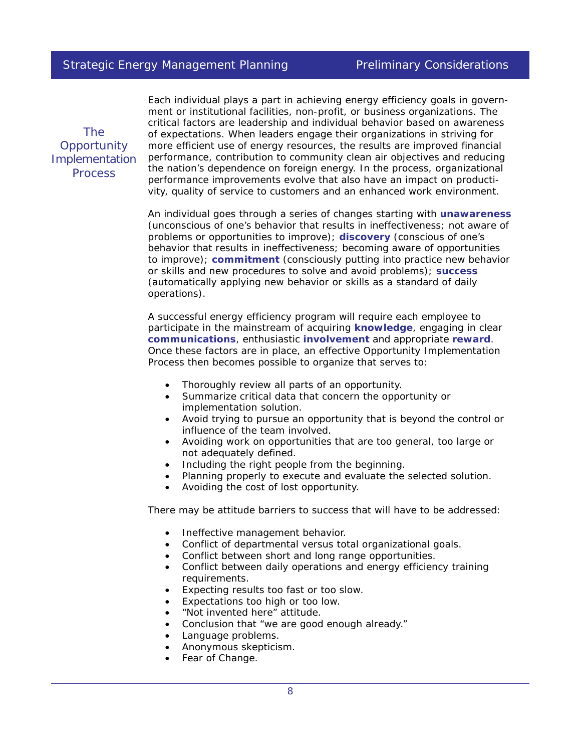## The Opportunity Implementation Process

Each individual plays a part in achieving energy efficiency goals in government or institutional facilities, non-profit, or business organizations. The critical factors are leadership and individual behavior based on awareness of expectations. When leaders engage their organizations in striving for more efficient use of energy resources, the results are improved financial performance, contribution to community clean air objectives and reducing the nation's dependence on foreign energy. In the process, organizational performance improvements evolve that also have an impact on productivity, quality of service to customers and an enhanced work environment.

An individual goes through a series of changes starting with **unawareness** (unconscious of one's behavior that results in ineffectiveness; not aware of problems or opportunities to improve); **discovery** (conscious of one's behavior that results in ineffectiveness; becoming aware of opportunities to improve); **commitment** (consciously putting into practice new behavior or skills and new procedures to solve and avoid problems); **success** (automatically applying new behavior or skills as a standard of daily operations).

A successful energy efficiency program will require each employee to participate in the mainstream of acquiring **knowledge**, engaging in clear **communications**, enthusiastic **involvement** and appropriate **reward**. Once these factors are in place, an effective Opportunity Implementation Process then becomes possible to organize that serves to:

- Thoroughly review all parts of an opportunity.
- Summarize critical data that concern the opportunity or implementation solution.
- Avoid trying to pursue an opportunity that is beyond the control or influence of the team involved.
- Avoiding work on opportunities that are too general, too large or not adequately defined.
- Including the right people from the beginning.
- Planning properly to execute and evaluate the selected solution.
- Avoiding the cost of lost opportunity.

There may be attitude barriers to success that will have to be addressed:

- Ineffective management behavior.
- Conflict of departmental versus total organizational goals.
- Conflict between short and long range opportunities.
- Conflict between daily operations and energy efficiency training requirements.
- Expecting results too fast or too slow.
- Expectations too high or too low.
- "Not invented here" attitude.
- Conclusion that "we are good enough already."
- Language problems.
- Anonymous skepticism.
- Fear of Change.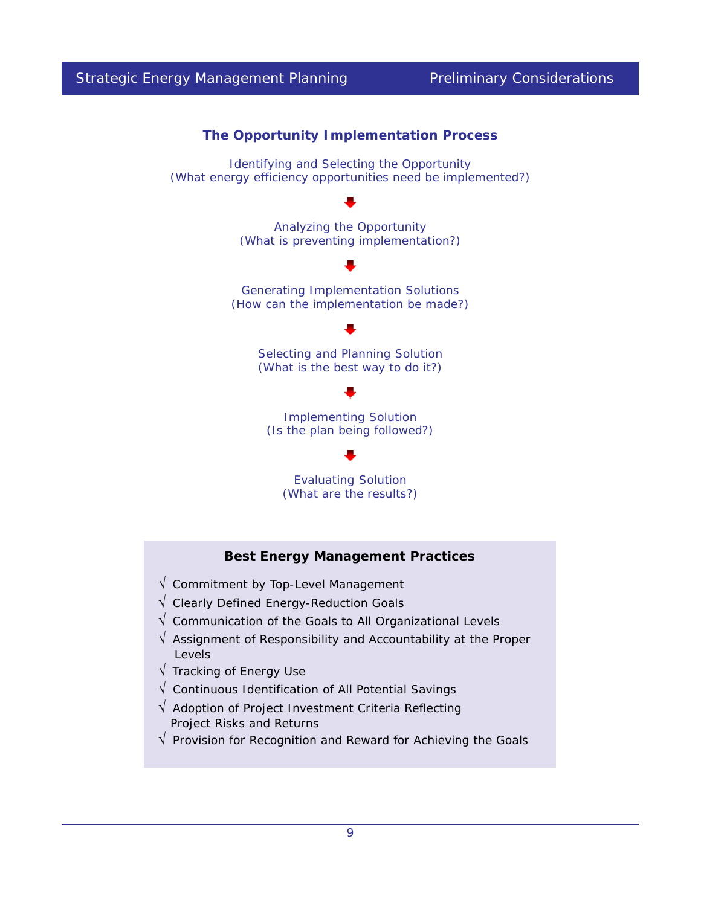## The Opportunity Implementation Process

Identifying and Selecting the Opportunity
(What energy efficiency opportunities need be implemented?)

↓

Analyzing the Opportunity
(What is preventing implementation?)

↓

Generating Implementation Solutions
(How can the implementation be made?)

↓

Selecting and Planning Solution
(What is the best way to do it?)

↓

Implementing Solution
(Is the plan being followed?)

↓

Evaluating Solution
(What are the results?)

### Best Energy Management Practices

- √ Commitment by Top-Level Management
- √ Clearly Defined Energy-Reduction Goals
- √ Communication of the Goals to All Organizational Levels
- √ Assignment of Responsibility and Accountability at the Proper Levels
- √ Tracking of Energy Use
- √ Continuous Identification of All Potential Savings
- √ Adoption of Project Investment Criteria Reflecting Project Risks and Returns
- √ Provision for Recognition and Reward for Achieving the Goals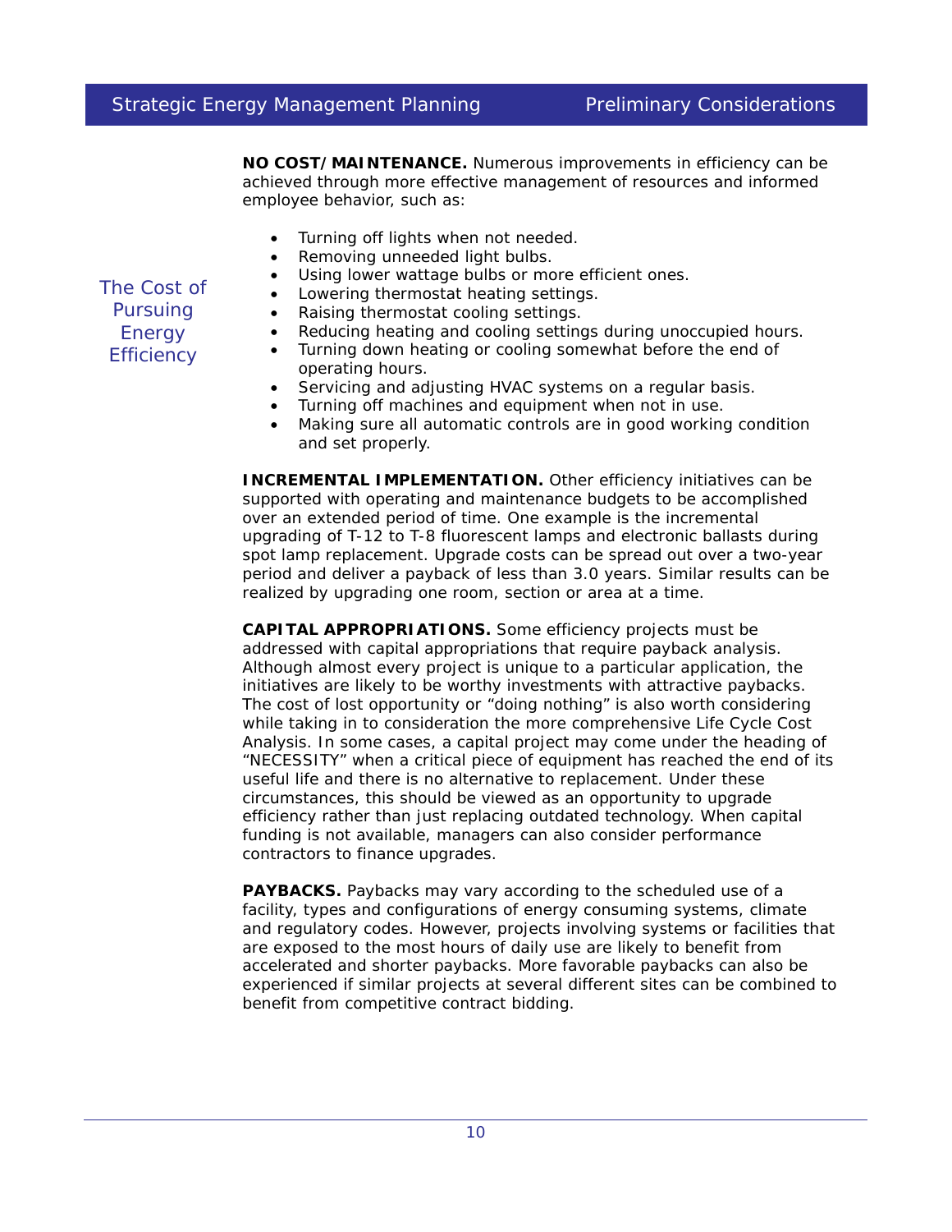## The Cost of Pursuing Energy Efficiency

**NO COST/MAINTENANCE.** Numerous improvements in efficiency can be achieved through more effective management of resources and informed employee behavior, such as:

- Turning off lights when not needed.
- Removing unneeded light bulbs.
- Using lower wattage bulbs or more efficient ones.
- Lowering thermostat heating settings.
- Raising thermostat cooling settings.
- Reducing heating and cooling settings during unoccupied hours.
- Turning down heating or cooling somewhat before the end of operating hours.
- Servicing and adjusting HVAC systems on a regular basis.
- Turning off machines and equipment when not in use.
- Making sure all automatic controls are in good working condition and set properly.

**INCREMENTAL IMPLEMENTATION.** Other efficiency initiatives can be supported with operating and maintenance budgets to be accomplished over an extended period of time. One example is the incremental upgrading of T-12 to T-8 fluorescent lamps and electronic ballasts during spot lamp replacement. Upgrade costs can be spread out over a two-year period and deliver a payback of less than 3.0 years. Similar results can be realized by upgrading one room, section or area at a time.

**CAPITAL APPROPRIATIONS.** Some efficiency projects must be addressed with capital appropriations that require payback analysis. Although almost every project is unique to a particular application, the initiatives are likely to be worthy investments with attractive paybacks. The cost of lost opportunity or "doing nothing" is also worth considering while taking in to consideration the more comprehensive Life Cycle Cost Analysis. In some cases, a capital project may come under the heading of "NECESSITY" when a critical piece of equipment has reached the end of its useful life and there is no alternative to replacement. Under these circumstances, this should be viewed as an opportunity to upgrade efficiency rather than just replacing outdated technology. When capital funding is not available, managers can also consider performance contractors to finance upgrades.

**PAYBACKS.** Paybacks may vary according to the scheduled use of a facility, types and configurations of energy consuming systems, climate and regulatory codes. However, projects involving systems or facilities that are exposed to the most hours of daily use are likely to benefit from accelerated and shorter paybacks. More favorable paybacks can also be experienced if similar projects at several different sites can be combined to benefit from competitive contract bidding.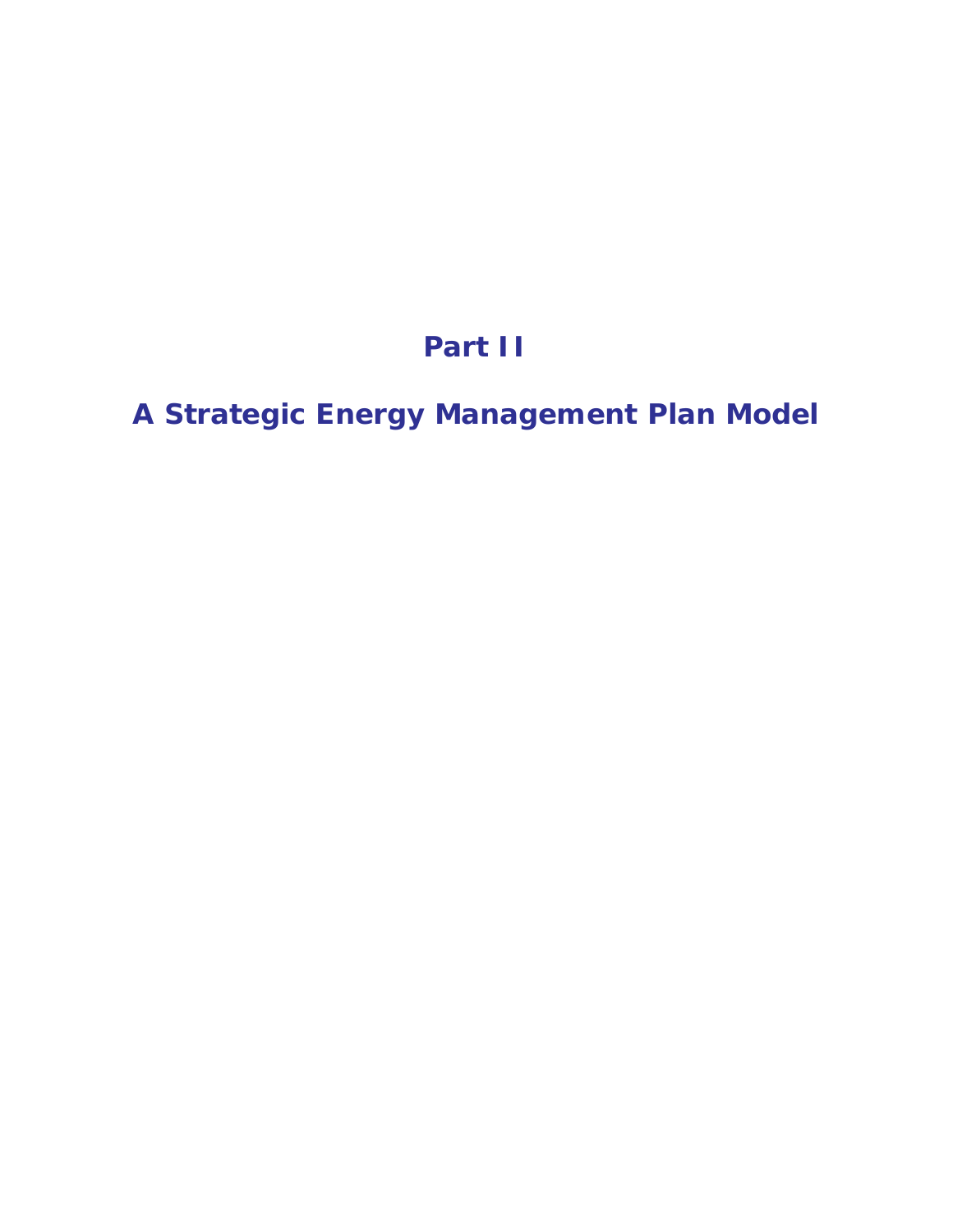# Part II

# A Strategic Energy Management Plan Model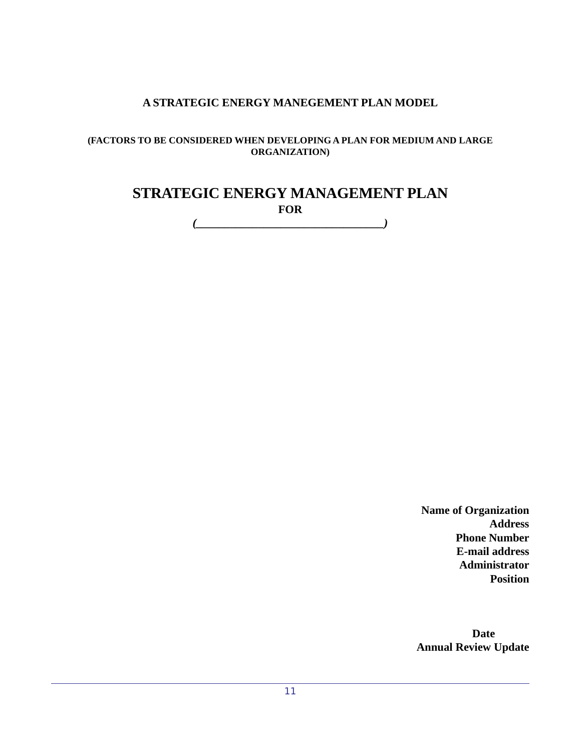**A STRATEGIC ENERGY MANEGEMENT PLAN MODEL**

**(FACTORS TO BE CONSIDERED WHEN DEVELOPING A PLAN FOR MEDIUM AND LARGE ORGANIZATION)**

# STRATEGIC ENERGY MANAGEMENT PLAN

**FOR**

***(\_\_\_\_\_\_\_\_\_\_\_\_\_\_\_\_\_\_\_\_\_\_\_\_\_\_\_\_\_\_\_\_)***

**Name of Organization**
**Address**
**Phone Number**
**E-mail address**
**Administrator**
**Position**

**Date**
**Annual Review Update**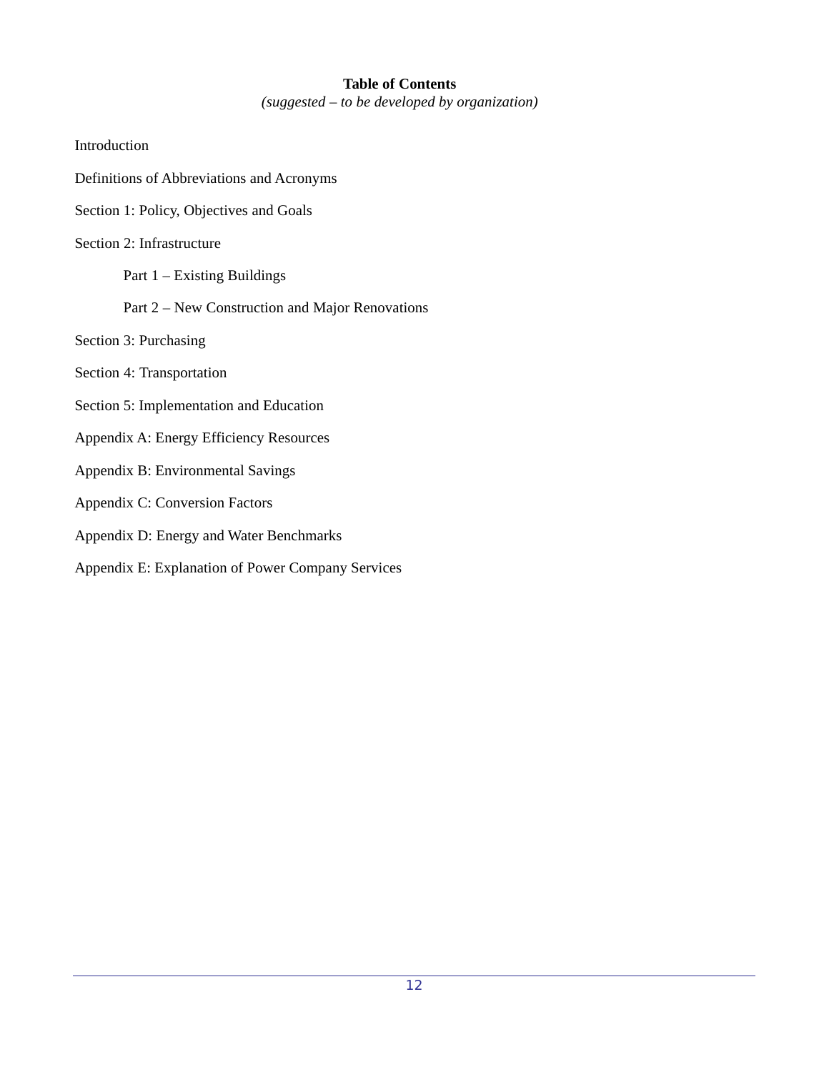## Table of Contents

*(suggested – to be developed by organization)*

Introduction

Definitions of Abbreviations and Acronyms

Section 1: Policy, Objectives and Goals

Section 2: Infrastructure

- Part 1 – Existing Buildings
- Part 2 – New Construction and Major Renovations

Section 3: Purchasing

Section 4: Transportation

Section 5: Implementation and Education

Appendix A: Energy Efficiency Resources

Appendix B: Environmental Savings

Appendix C: Conversion Factors

Appendix D: Energy and Water Benchmarks

Appendix E: Explanation of Power Company Services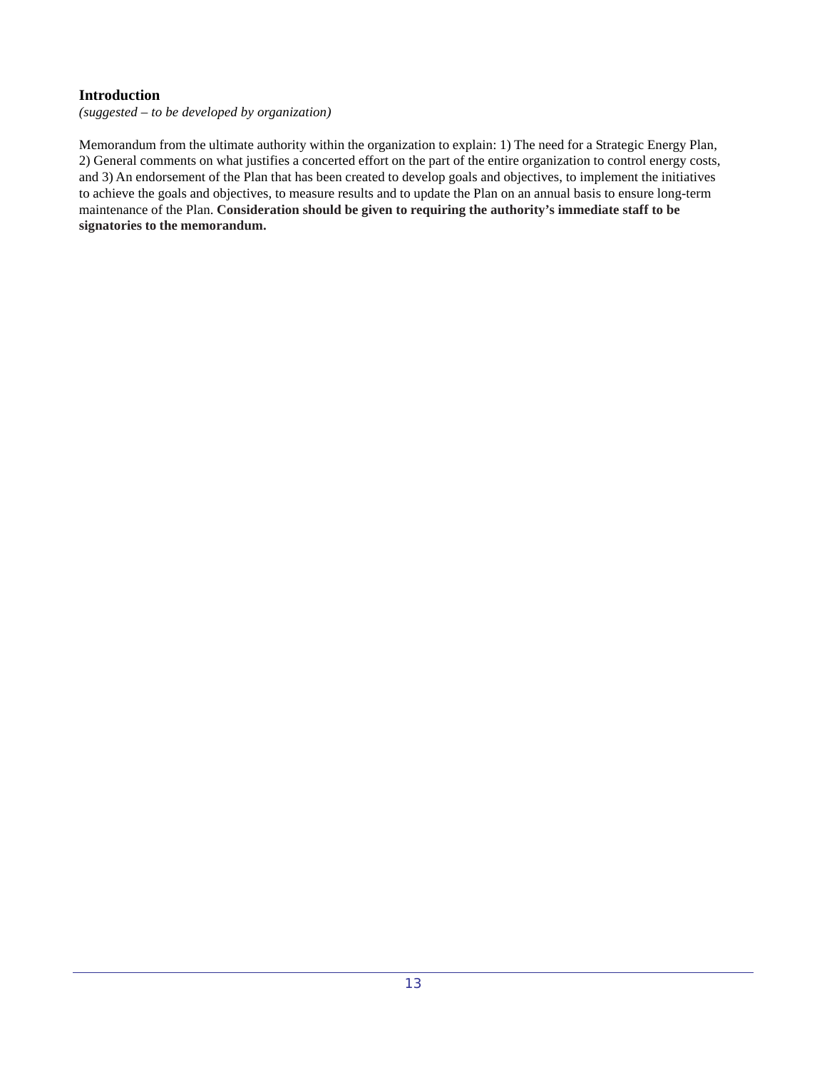## Introduction

*(suggested – to be developed by organization)*

Memorandum from the ultimate authority within the organization to explain: 1) The need for a Strategic Energy Plan, 2) General comments on what justifies a concerted effort on the part of the entire organization to control energy costs, and 3) An endorsement of the Plan that has been created to develop goals and objectives, to implement the initiatives to achieve the goals and objectives, to measure results and to update the Plan on an annual basis to ensure long-term maintenance of the Plan. **Consideration should be given to requiring the authority's immediate staff to be signatories to the memorandum.**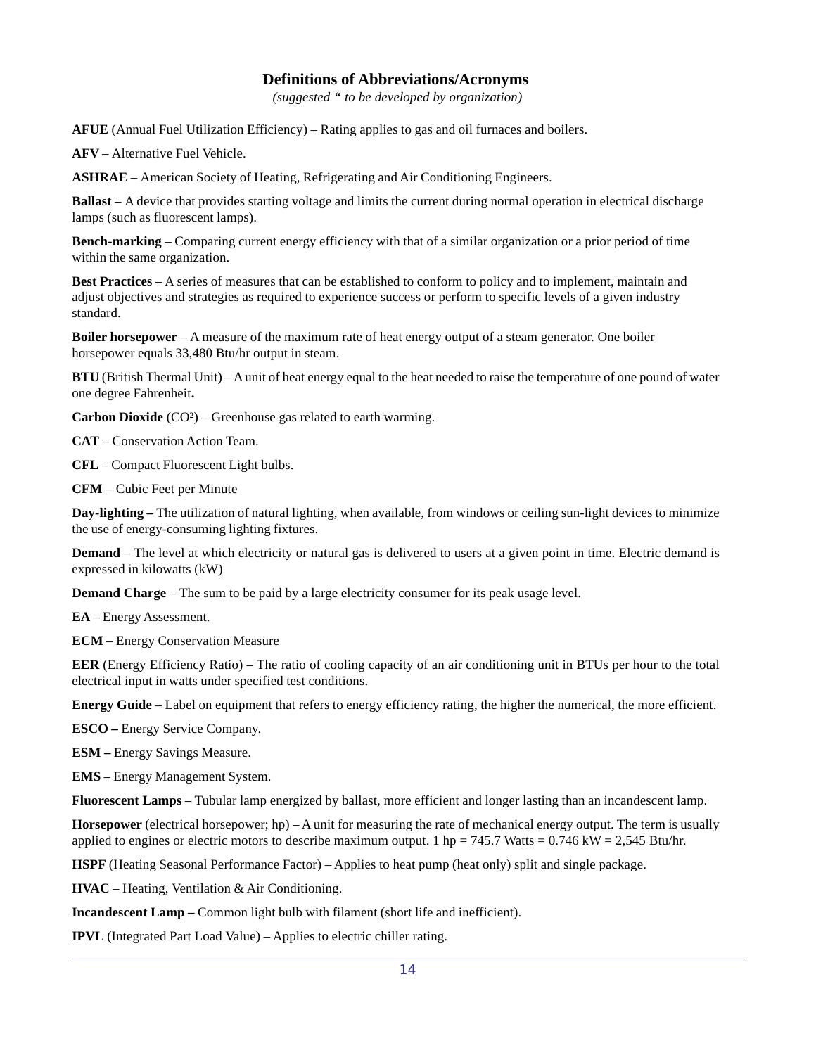# Definitions of Abbreviations/Acronyms

*(suggested " to be developed by organization)*

**AFUE** (Annual Fuel Utilization Efficiency) – Rating applies to gas and oil furnaces and boilers.

**AFV** – Alternative Fuel Vehicle.

**ASHRAE** – American Society of Heating, Refrigerating and Air Conditioning Engineers.

**Ballast** – A device that provides starting voltage and limits the current during normal operation in electrical discharge lamps (such as fluorescent lamps).

**Bench-marking** – Comparing current energy efficiency with that of a similar organization or a prior period of time within the same organization.

**Best Practices** – A series of measures that can be established to conform to policy and to implement, maintain and adjust objectives and strategies as required to experience success or perform to specific levels of a given industry standard.

**Boiler horsepower** – A measure of the maximum rate of heat energy output of a steam generator. One boiler horsepower equals 33,480 Btu/hr output in steam.

**BTU** (British Thermal Unit) – A unit of heat energy equal to the heat needed to raise the temperature of one pound of water one degree Fahrenheit**.**

**Carbon Dioxide** ($CO^2$) – Greenhouse gas related to earth warming.

**CAT** – Conservation Action Team.

**CFL** – Compact Fluorescent Light bulbs.

**CFM** – Cubic Feet per Minute

**Day-lighting –** The utilization of natural lighting, when available, from windows or ceiling sun-light devices to minimize the use of energy-consuming lighting fixtures.

**Demand** – The level at which electricity or natural gas is delivered to users at a given point in time. Electric demand is expressed in kilowatts (kW)

**Demand Charge** – The sum to be paid by a large electricity consumer for its peak usage level.

**EA** – Energy Assessment.

**ECM** – Energy Conservation Measure

**EER** (Energy Efficiency Ratio) – The ratio of cooling capacity of an air conditioning unit in BTUs per hour to the total electrical input in watts under specified test conditions.

**Energy Guide** – Label on equipment that refers to energy efficiency rating, the higher the numerical, the more efficient.

**ESCO –** Energy Service Company.

**ESM –** Energy Savings Measure.

**EMS** – Energy Management System.

**Fluorescent Lamps** – Tubular lamp energized by ballast, more efficient and longer lasting than an incandescent lamp.

**Horsepower** (electrical horsepower; hp) – A unit for measuring the rate of mechanical energy output. The term is usually applied to engines or electric motors to describe maximum output. 1 hp = 745.7 Watts = 0.746 kW = 2,545 Btu/hr.

**HSPF** (Heating Seasonal Performance Factor) – Applies to heat pump (heat only) split and single package.

**HVAC** – Heating, Ventilation & Air Conditioning.

**Incandescent Lamp –** Common light bulb with filament (short life and inefficient).

**IPVL** (Integrated Part Load Value) – Applies to electric chiller rating.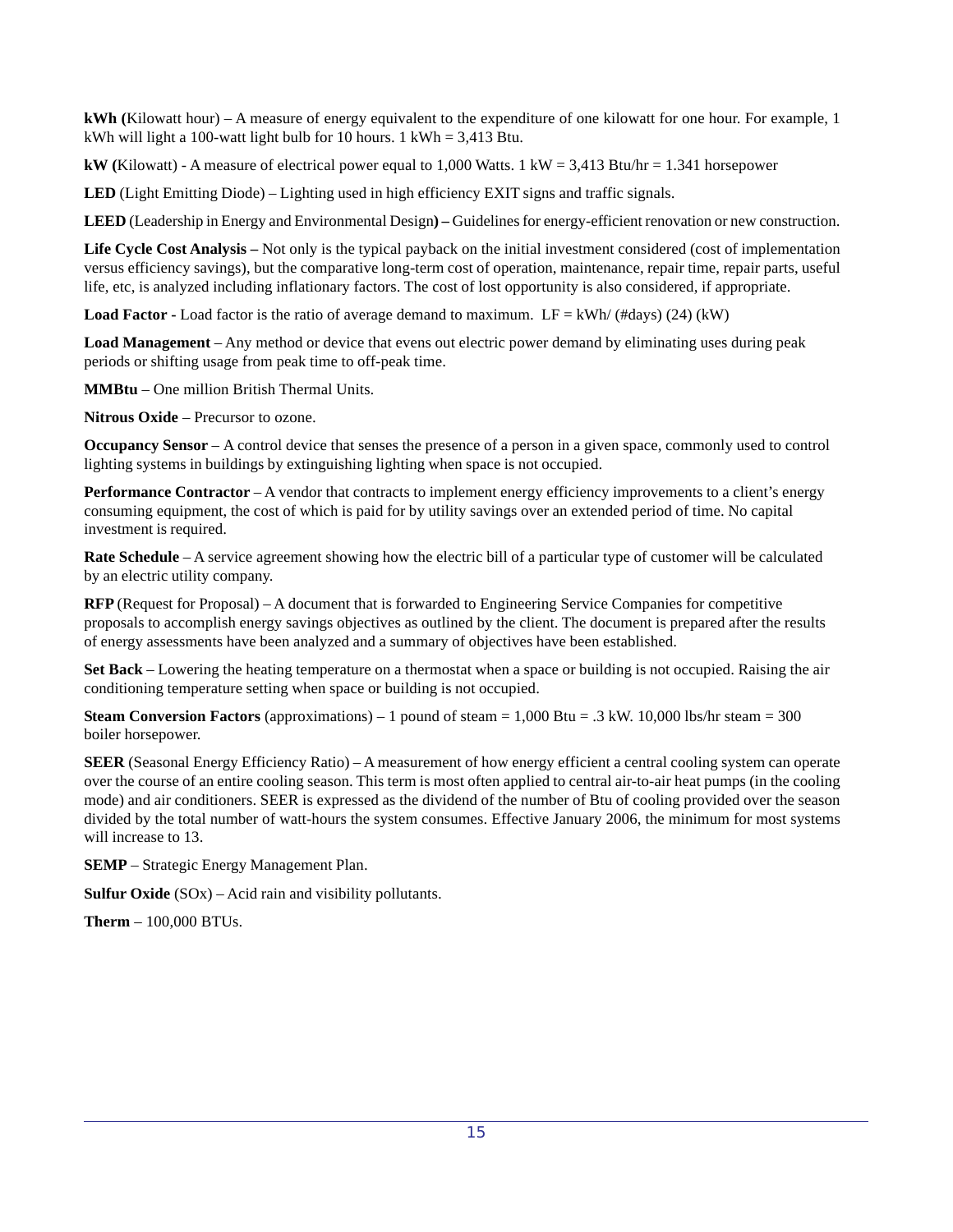**kWh (**Kilowatt hour) – A measure of energy equivalent to the expenditure of one kilowatt for one hour. For example, 1 kWh will light a 100-watt light bulb for 10 hours. 1 kWh = 3,413 Btu.

**kW (**Kilowatt) - A measure of electrical power equal to 1,000 Watts. 1 kW = 3,413 Btu/hr = 1.341 horsepower

**LED** (Light Emitting Diode) – Lighting used in high efficiency EXIT signs and traffic signals.

**LEED** (Leadership in Energy and Environmental Design**) –** Guidelines for energy-efficient renovation or new construction.

**Life Cycle Cost Analysis –** Not only is the typical payback on the initial investment considered (cost of implementation versus efficiency savings), but the comparative long-term cost of operation, maintenance, repair time, repair parts, useful life, etc, is analyzed including inflationary factors. The cost of lost opportunity is also considered, if appropriate.

**Load Factor -** Load factor is the ratio of average demand to maximum. LF = kWh/ (#days) (24) (kW)

**Load Management** – Any method or device that evens out electric power demand by eliminating uses during peak periods or shifting usage from peak time to off-peak time.

**MMBtu** – One million British Thermal Units.

**Nitrous Oxide** – Precursor to ozone.

**Occupancy Sensor** – A control device that senses the presence of a person in a given space, commonly used to control lighting systems in buildings by extinguishing lighting when space is not occupied.

**Performance Contractor** – A vendor that contracts to implement energy efficiency improvements to a client's energy consuming equipment, the cost of which is paid for by utility savings over an extended period of time. No capital investment is required.

**Rate Schedule** – A service agreement showing how the electric bill of a particular type of customer will be calculated by an electric utility company.

**RFP** (Request for Proposal) – A document that is forwarded to Engineering Service Companies for competitive proposals to accomplish energy savings objectives as outlined by the client. The document is prepared after the results of energy assessments have been analyzed and a summary of objectives have been established.

**Set Back** – Lowering the heating temperature on a thermostat when a space or building is not occupied. Raising the air conditioning temperature setting when space or building is not occupied.

**Steam Conversion Factors** (approximations) – 1 pound of steam = 1,000 Btu = .3 kW. 10,000 lbs/hr steam = 300 boiler horsepower.

**SEER** (Seasonal Energy Efficiency Ratio) – A measurement of how energy efficient a central cooling system can operate over the course of an entire cooling season. This term is most often applied to central air-to-air heat pumps (in the cooling mode) and air conditioners. SEER is expressed as the dividend of the number of Btu of cooling provided over the season divided by the total number of watt-hours the system consumes. Effective January 2006, the minimum for most systems will increase to 13.

**SEMP** – Strategic Energy Management Plan.

**Sulfur Oxide** (SOx) – Acid rain and visibility pollutants.

**Therm** – 100,000 BTUs.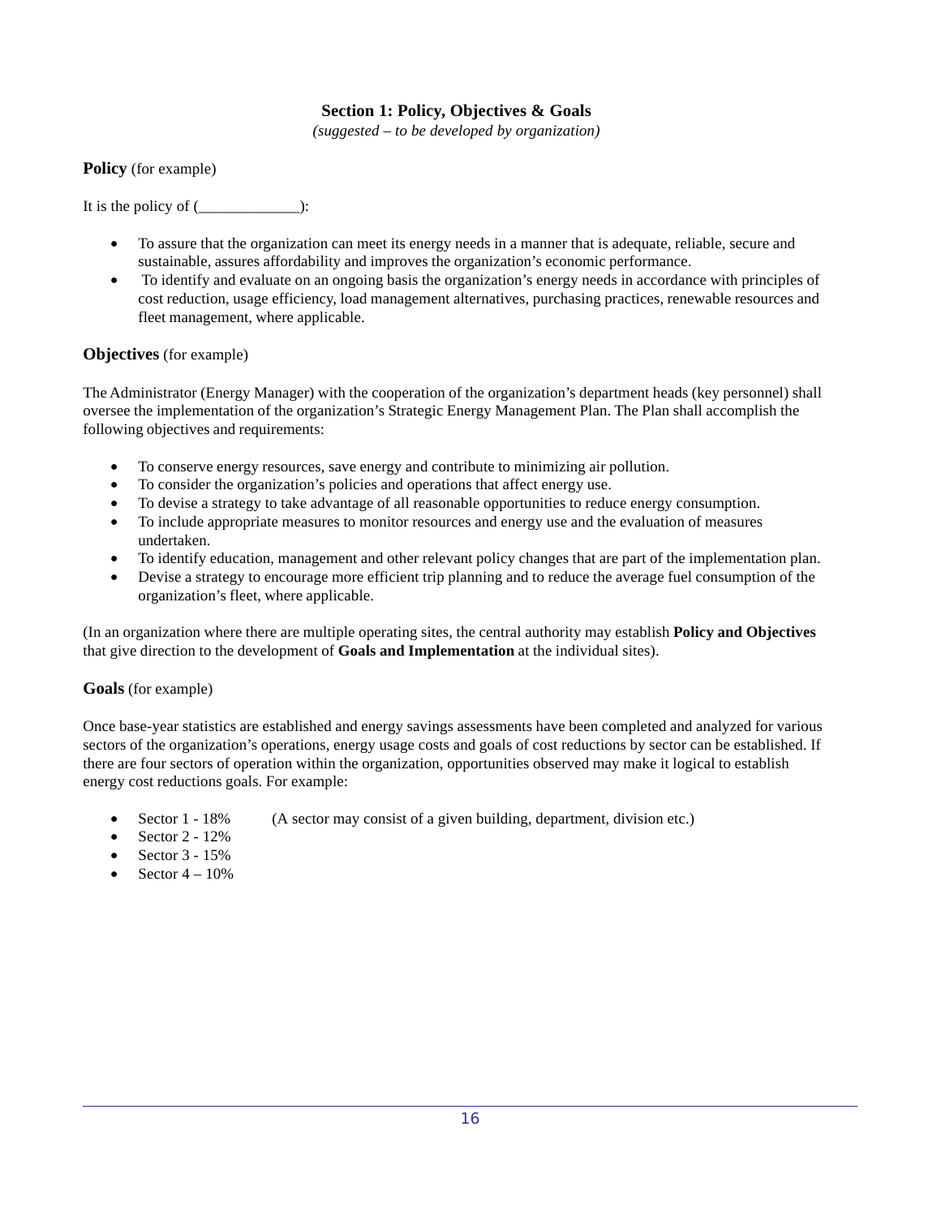## Section 1: Policy, Objectives & Goals

*(suggested – to be developed by organization)*

**Policy** (for example)

It is the policy of (_____________):

- To assure that the organization can meet its energy needs in a manner that is adequate, reliable, secure and sustainable, assures affordability and improves the organization's economic performance.
- To identify and evaluate on an ongoing basis the organization's energy needs in accordance with principles of cost reduction, usage efficiency, load management alternatives, purchasing practices, renewable resources and fleet management, where applicable.

**Objectives** (for example)

The Administrator (Energy Manager) with the cooperation of the organization's department heads (key personnel) shall oversee the implementation of the organization's Strategic Energy Management Plan. The Plan shall accomplish the following objectives and requirements:

- To conserve energy resources, save energy and contribute to minimizing air pollution.
- To consider the organization's policies and operations that affect energy use.
- To devise a strategy to take advantage of all reasonable opportunities to reduce energy consumption.
- To include appropriate measures to monitor resources and energy use and the evaluation of measures undertaken.
- To identify education, management and other relevant policy changes that are part of the implementation plan.
- Devise a strategy to encourage more efficient trip planning and to reduce the average fuel consumption of the organization's fleet, where applicable.

(In an organization where there are multiple operating sites, the central authority may establish **Policy and Objectives** that give direction to the development of **Goals and Implementation** at the individual sites).

**Goals** (for example)

Once base-year statistics are established and energy savings assessments have been completed and analyzed for various sectors of the organization's operations, energy usage costs and goals of cost reductions by sector can be established. If there are four sectors of operation within the organization, opportunities observed may make it logical to establish energy cost reductions goals. For example:

- Sector 1 - 18% (A sector may consist of a given building, department, division etc.)
- Sector 2 - 12%
- Sector 3 - 15%
- Sector 4 – 10%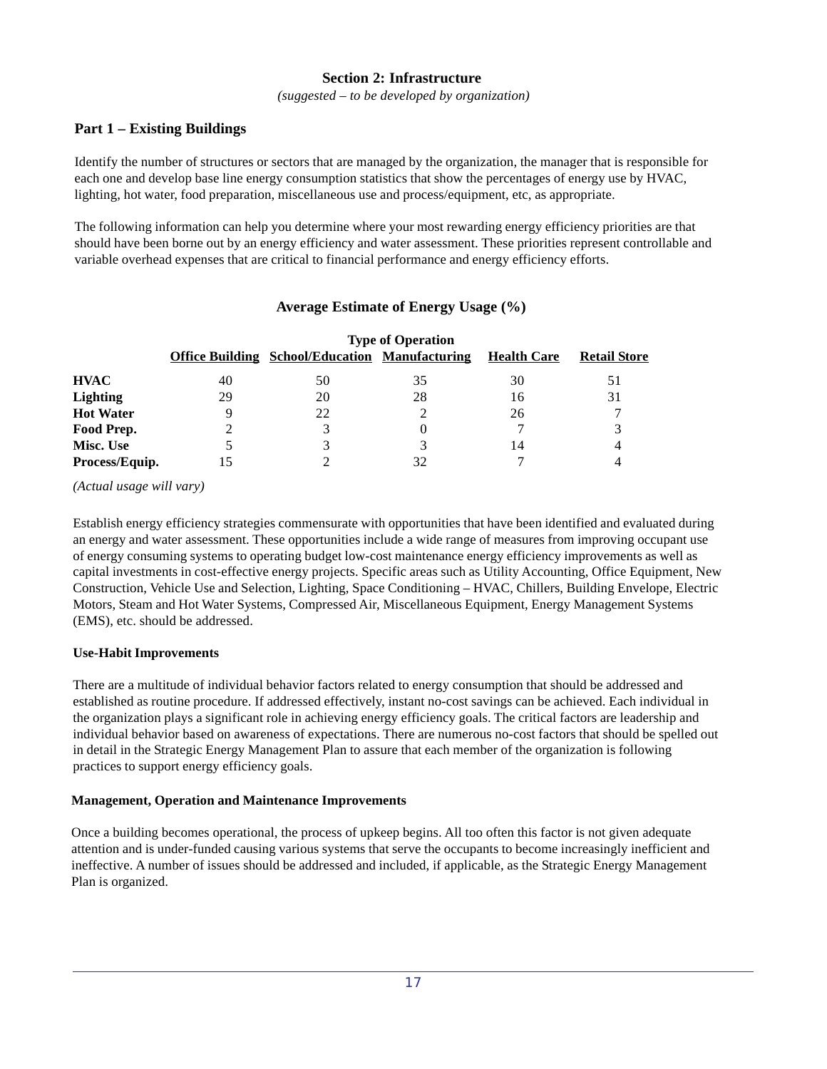## Section 2: Infrastructure

*(suggested – to be developed by organization)*

### Part 1 – Existing Buildings

Identify the number of structures or sectors that are managed by the organization, the manager that is responsible for each one and develop base line energy consumption statistics that show the percentages of energy use by HVAC, lighting, hot water, food preparation, miscellaneous use and process/equipment, etc, as appropriate.

The following information can help you determine where your most rewarding energy efficiency priorities are that should have been borne out by an energy efficiency and water assessment. These priorities represent controllable and variable overhead expenses that are critical to financial performance and energy efficiency efforts.

**Average Estimate of Energy Usage (%)**

| | Type of Operation | | | | |
|---|---|---|---|---|---|
| | **Office Building** | **School/Education** | **Manufacturing** | **Health Care** | **Retail Store** |
| **HVAC** | 40 | 50 | 35 | 30 | 51 |
| **Lighting** | 29 | 20 | 28 | 16 | 31 |
| **Hot Water** | 9 | 22 | 2 | 26 | 7 |
| **Food Prep.** | 2 | 3 | 0 | 7 | 3 |
| **Misc. Use** | 5 | 3 | 3 | 14 | 4 |
| **Process/Equip.** | 15 | 2 | 32 | 7 | 4 |

*(Actual usage will vary)*

Establish energy efficiency strategies commensurate with opportunities that have been identified and evaluated during an energy and water assessment. These opportunities include a wide range of measures from improving occupant use of energy consuming systems to operating budget low-cost maintenance energy efficiency improvements as well as capital investments in cost-effective energy projects. Specific areas such as Utility Accounting, Office Equipment, New Construction, Vehicle Use and Selection, Lighting, Space Conditioning – HVAC, Chillers, Building Envelope, Electric Motors, Steam and Hot Water Systems, Compressed Air, Miscellaneous Equipment, Energy Management Systems (EMS), etc. should be addressed.

**Use-Habit Improvements**

There are a multitude of individual behavior factors related to energy consumption that should be addressed and established as routine procedure. If addressed effectively, instant no-cost savings can be achieved. Each individual in the organization plays a significant role in achieving energy efficiency goals. The critical factors are leadership and individual behavior based on awareness of expectations. There are numerous no-cost factors that should be spelled out in detail in the Strategic Energy Management Plan to assure that each member of the organization is following practices to support energy efficiency goals.

**Management, Operation and Maintenance Improvements**

Once a building becomes operational, the process of upkeep begins. All too often this factor is not given adequate attention and is under-funded causing various systems that serve the occupants to become increasingly inefficient and ineffective. A number of issues should be addressed and included, if applicable, as the Strategic Energy Management Plan is organized.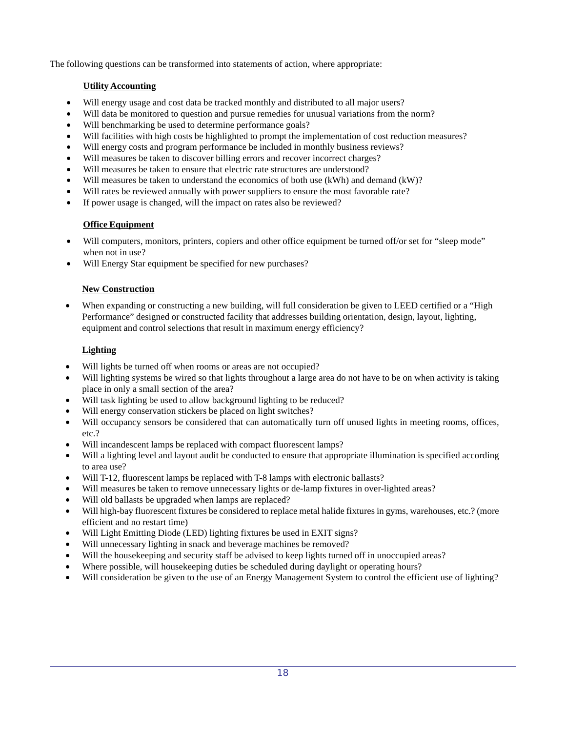The following questions can be transformed into statements of action, where appropriate:

**Utility Accounting**

- Will energy usage and cost data be tracked monthly and distributed to all major users?
- Will data be monitored to question and pursue remedies for unusual variations from the norm?
- Will benchmarking be used to determine performance goals?
- Will facilities with high costs be highlighted to prompt the implementation of cost reduction measures?
- Will energy costs and program performance be included in monthly business reviews?
- Will measures be taken to discover billing errors and recover incorrect charges?
- Will measures be taken to ensure that electric rate structures are understood?
- Will measures be taken to understand the economics of both use (kWh) and demand (kW)?
- Will rates be reviewed annually with power suppliers to ensure the most favorable rate?
- If power usage is changed, will the impact on rates also be reviewed?

**Office Equipment**

- Will computers, monitors, printers, copiers and other office equipment be turned off/or set for "sleep mode" when not in use?
- Will Energy Star equipment be specified for new purchases?

**New Construction**

- When expanding or constructing a new building, will full consideration be given to LEED certified or a "High Performance" designed or constructed facility that addresses building orientation, design, layout, lighting, equipment and control selections that result in maximum energy efficiency?

**Lighting**

- Will lights be turned off when rooms or areas are not occupied?
- Will lighting systems be wired so that lights throughout a large area do not have to be on when activity is taking place in only a small section of the area?
- Will task lighting be used to allow background lighting to be reduced?
- Will energy conservation stickers be placed on light switches?
- Will occupancy sensors be considered that can automatically turn off unused lights in meeting rooms, offices, etc.?
- Will incandescent lamps be replaced with compact fluorescent lamps?
- Will a lighting level and layout audit be conducted to ensure that appropriate illumination is specified according to area use?
- Will T-12, fluorescent lamps be replaced with T-8 lamps with electronic ballasts?
- Will measures be taken to remove unnecessary lights or de-lamp fixtures in over-lighted areas?
- Will old ballasts be upgraded when lamps are replaced?
- Will high-bay fluorescent fixtures be considered to replace metal halide fixtures in gyms, warehouses, etc.? (more efficient and no restart time)
- Will Light Emitting Diode (LED) lighting fixtures be used in EXIT signs?
- Will unnecessary lighting in snack and beverage machines be removed?
- Will the housekeeping and security staff be advised to keep lights turned off in unoccupied areas?
- Where possible, will housekeeping duties be scheduled during daylight or operating hours?
- Will consideration be given to the use of an Energy Management System to control the efficient use of lighting?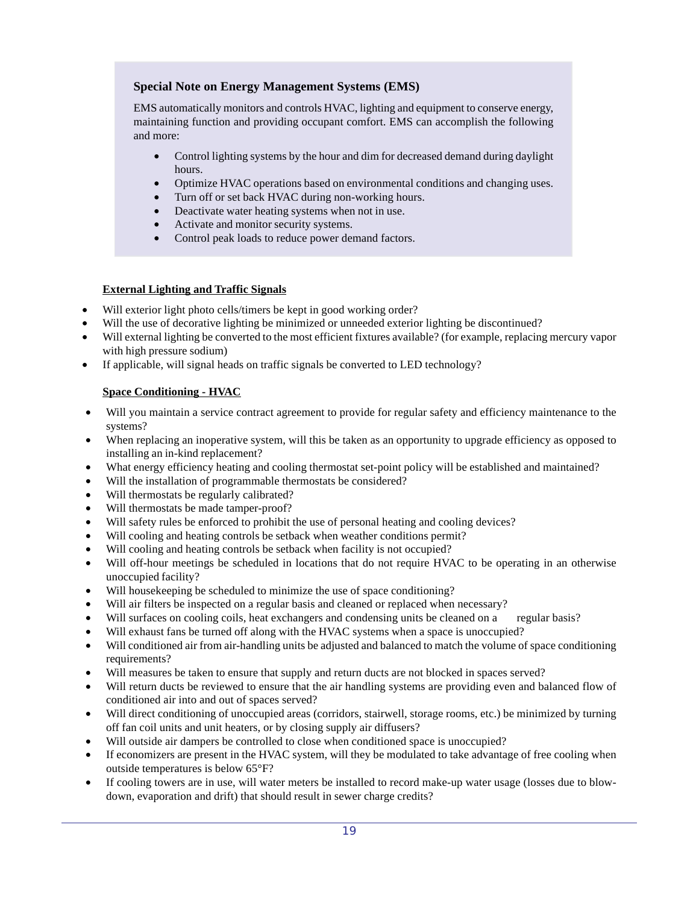### Special Note on Energy Management Systems (EMS)

EMS automatically monitors and controls HVAC, lighting and equipment to conserve energy, maintaining function and providing occupant comfort. EMS can accomplish the following and more:

- Control lighting systems by the hour and dim for decreased demand during daylight hours.
- Optimize HVAC operations based on environmental conditions and changing uses.
- Turn off or set back HVAC during non-working hours.
- Deactivate water heating systems when not in use.
- Activate and monitor security systems.
- Control peak loads to reduce power demand factors.

**External Lighting and Traffic Signals**

- Will exterior light photo cells/timers be kept in good working order?
- Will the use of decorative lighting be minimized or unneeded exterior lighting be discontinued?
- Will external lighting be converted to the most efficient fixtures available? (for example, replacing mercury vapor with high pressure sodium)
- If applicable, will signal heads on traffic signals be converted to LED technology?

**Space Conditioning - HVAC**

- Will you maintain a service contract agreement to provide for regular safety and efficiency maintenance to the systems?
- When replacing an inoperative system, will this be taken as an opportunity to upgrade efficiency as opposed to installing an in-kind replacement?
- What energy efficiency heating and cooling thermostat set-point policy will be established and maintained?
- Will the installation of programmable thermostats be considered?
- Will thermostats be regularly calibrated?
- Will thermostats be made tamper-proof?
- Will safety rules be enforced to prohibit the use of personal heating and cooling devices?
- Will cooling and heating controls be setback when weather conditions permit?
- Will cooling and heating controls be setback when facility is not occupied?
- Will off-hour meetings be scheduled in locations that do not require HVAC to be operating in an otherwise unoccupied facility?
- Will housekeeping be scheduled to minimize the use of space conditioning?
- Will air filters be inspected on a regular basis and cleaned or replaced when necessary?
- Will surfaces on cooling coils, heat exchangers and condensing units be cleaned on a regular basis?
- Will exhaust fans be turned off along with the HVAC systems when a space is unoccupied?
- Will conditioned air from air-handling units be adjusted and balanced to match the volume of space conditioning requirements?
- Will measures be taken to ensure that supply and return ducts are not blocked in spaces served?
- Will return ducts be reviewed to ensure that the air handling systems are providing even and balanced flow of conditioned air into and out of spaces served?
- Will direct conditioning of unoccupied areas (corridors, stairwell, storage rooms, etc.) be minimized by turning off fan coil units and unit heaters, or by closing supply air diffusers?
- Will outside air dampers be controlled to close when conditioned space is unoccupied?
- If economizers are present in the HVAC system, will they be modulated to take advantage of free cooling when outside temperatures is below 65°F?
- If cooling towers are in use, will water meters be installed to record make-up water usage (losses due to blow-down, evaporation and drift) that should result in sewer charge credits?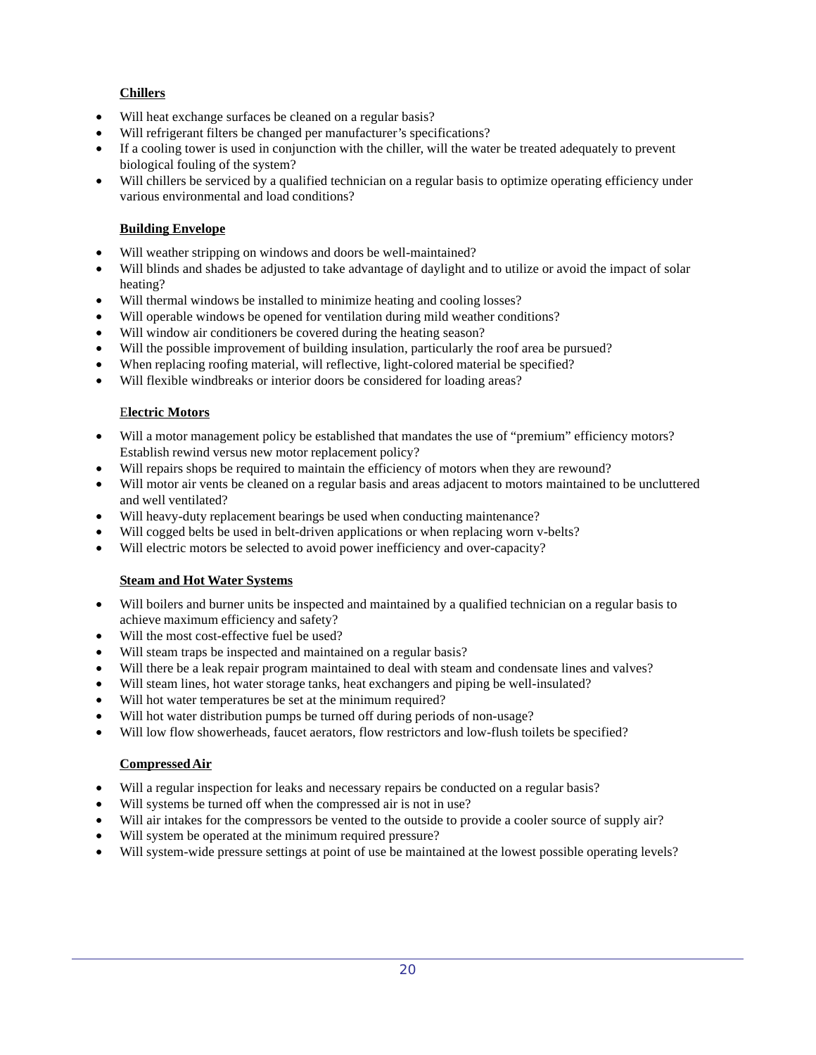**Chillers**

- Will heat exchange surfaces be cleaned on a regular basis?
- Will refrigerant filters be changed per manufacturer's specifications?
- If a cooling tower is used in conjunction with the chiller, will the water be treated adequately to prevent biological fouling of the system?
- Will chillers be serviced by a qualified technician on a regular basis to optimize operating efficiency under various environmental and load conditions?

**Building Envelope**

- Will weather stripping on windows and doors be well-maintained?
- Will blinds and shades be adjusted to take advantage of daylight and to utilize or avoid the impact of solar heating?
- Will thermal windows be installed to minimize heating and cooling losses?
- Will operable windows be opened for ventilation during mild weather conditions?
- Will window air conditioners be covered during the heating season?
- Will the possible improvement of building insulation, particularly the roof area be pursued?
- When replacing roofing material, will reflective, light-colored material be specified?
- Will flexible windbreaks or interior doors be considered for loading areas?

**Electric Motors**

- Will a motor management policy be established that mandates the use of "premium" efficiency motors? Establish rewind versus new motor replacement policy?
- Will repairs shops be required to maintain the efficiency of motors when they are rewound?
- Will motor air vents be cleaned on a regular basis and areas adjacent to motors maintained to be uncluttered and well ventilated?
- Will heavy-duty replacement bearings be used when conducting maintenance?
- Will cogged belts be used in belt-driven applications or when replacing worn v-belts?
- Will electric motors be selected to avoid power inefficiency and over-capacity?

**Steam and Hot Water Systems**

- Will boilers and burner units be inspected and maintained by a qualified technician on a regular basis to achieve maximum efficiency and safety?
- Will the most cost-effective fuel be used?
- Will steam traps be inspected and maintained on a regular basis?
- Will there be a leak repair program maintained to deal with steam and condensate lines and valves?
- Will steam lines, hot water storage tanks, heat exchangers and piping be well-insulated?
- Will hot water temperatures be set at the minimum required?
- Will hot water distribution pumps be turned off during periods of non-usage?
- Will low flow showerheads, faucet aerators, flow restrictors and low-flush toilets be specified?

**Compressed Air**

- Will a regular inspection for leaks and necessary repairs be conducted on a regular basis?
- Will systems be turned off when the compressed air is not in use?
- Will air intakes for the compressors be vented to the outside to provide a cooler source of supply air?
- Will system be operated at the minimum required pressure?
- Will system-wide pressure settings at point of use be maintained at the lowest possible operating levels?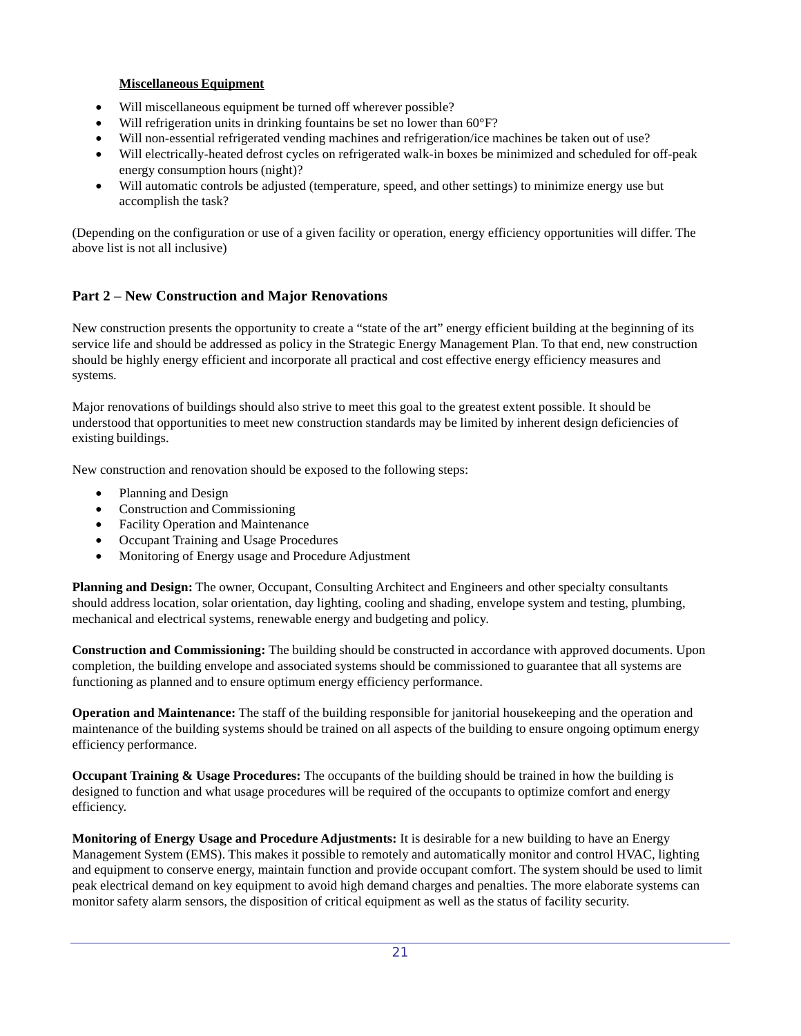**Miscellaneous Equipment**

- Will miscellaneous equipment be turned off wherever possible?
- Will refrigeration units in drinking fountains be set no lower than 60°F?
- Will non-essential refrigerated vending machines and refrigeration/ice machines be taken out of use?
- Will electrically-heated defrost cycles on refrigerated walk-in boxes be minimized and scheduled for off-peak energy consumption hours (night)?
- Will automatic controls be adjusted (temperature, speed, and other settings) to minimize energy use but accomplish the task?

(Depending on the configuration or use of a given facility or operation, energy efficiency opportunities will differ. The above list is not all inclusive)

## Part 2 – New Construction and Major Renovations

New construction presents the opportunity to create a "state of the art" energy efficient building at the beginning of its service life and should be addressed as policy in the Strategic Energy Management Plan. To that end, new construction should be highly energy efficient and incorporate all practical and cost effective energy efficiency measures and systems.

Major renovations of buildings should also strive to meet this goal to the greatest extent possible. It should be understood that opportunities to meet new construction standards may be limited by inherent design deficiencies of existing buildings.

New construction and renovation should be exposed to the following steps:

- Planning and Design
- Construction and Commissioning
- Facility Operation and Maintenance
- Occupant Training and Usage Procedures
- Monitoring of Energy usage and Procedure Adjustment

**Planning and Design:** The owner, Occupant, Consulting Architect and Engineers and other specialty consultants should address location, solar orientation, day lighting, cooling and shading, envelope system and testing, plumbing, mechanical and electrical systems, renewable energy and budgeting and policy.

**Construction and Commissioning:** The building should be constructed in accordance with approved documents. Upon completion, the building envelope and associated systems should be commissioned to guarantee that all systems are functioning as planned and to ensure optimum energy efficiency performance.

**Operation and Maintenance:** The staff of the building responsible for janitorial housekeeping and the operation and maintenance of the building systems should be trained on all aspects of the building to ensure ongoing optimum energy efficiency performance.

**Occupant Training & Usage Procedures:** The occupants of the building should be trained in how the building is designed to function and what usage procedures will be required of the occupants to optimize comfort and energy efficiency.

**Monitoring of Energy Usage and Procedure Adjustments:** It is desirable for a new building to have an Energy Management System (EMS). This makes it possible to remotely and automatically monitor and control HVAC, lighting and equipment to conserve energy, maintain function and provide occupant comfort. The system should be used to limit peak electrical demand on key equipment to avoid high demand charges and penalties. The more elaborate systems can monitor safety alarm sensors, the disposition of critical equipment as well as the status of facility security.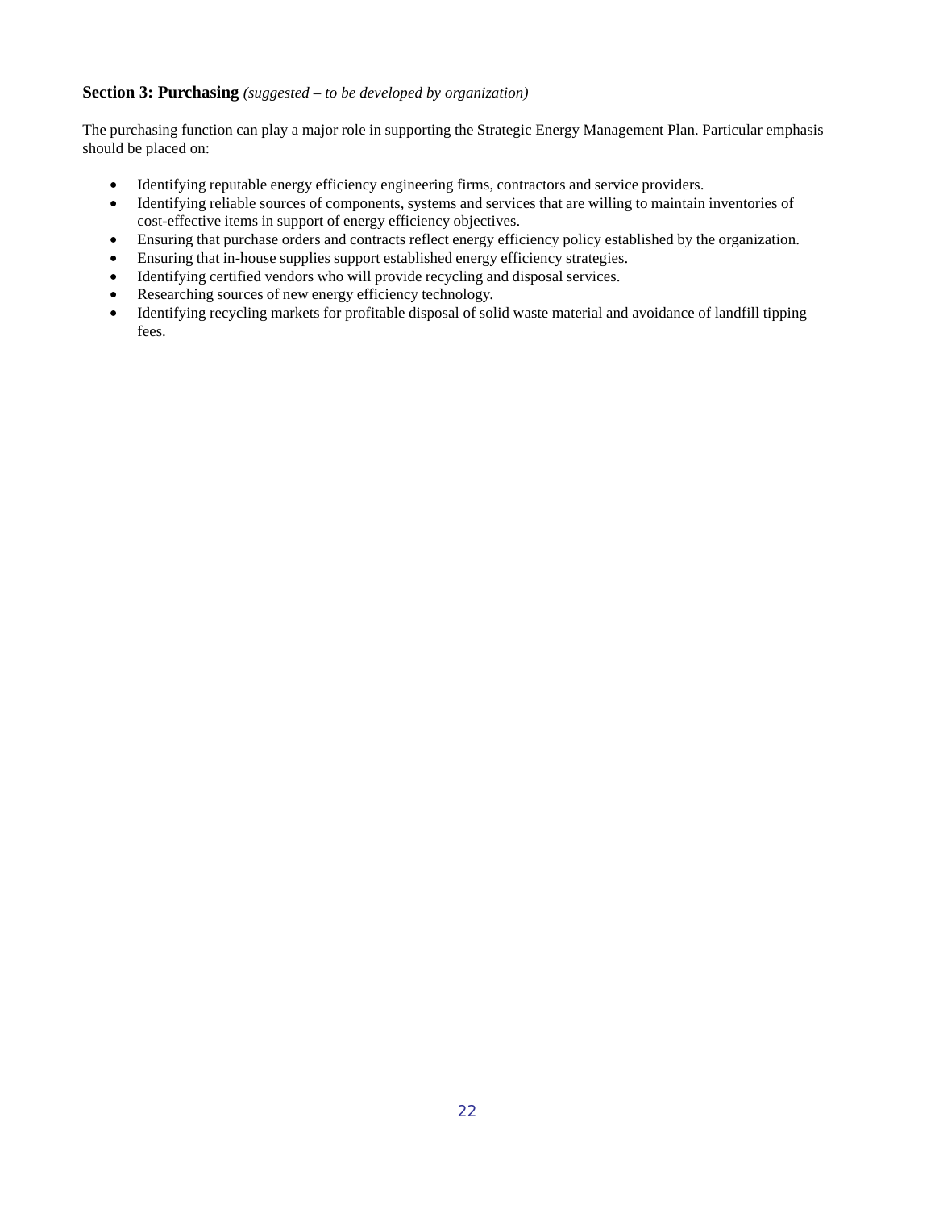### **Section 3: Purchasing** *(suggested – to be developed by organization)*

The purchasing function can play a major role in supporting the Strategic Energy Management Plan. Particular emphasis should be placed on:

- Identifying reputable energy efficiency engineering firms, contractors and service providers.
- Identifying reliable sources of components, systems and services that are willing to maintain inventories of cost-effective items in support of energy efficiency objectives.
- Ensuring that purchase orders and contracts reflect energy efficiency policy established by the organization.
- Ensuring that in-house supplies support established energy efficiency strategies.
- Identifying certified vendors who will provide recycling and disposal services.
- Researching sources of new energy efficiency technology.
- Identifying recycling markets for profitable disposal of solid waste material and avoidance of landfill tipping fees.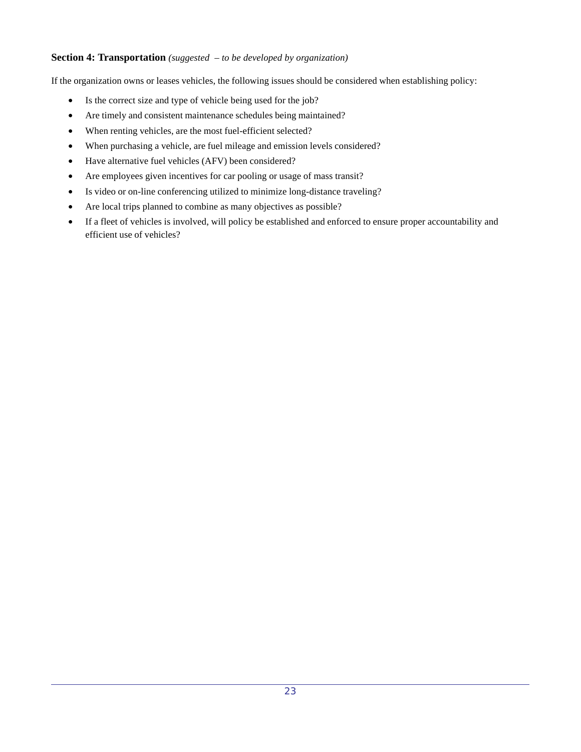**Section 4: Transportation** *(suggested – to be developed by organization)*

If the organization owns or leases vehicles, the following issues should be considered when establishing policy:

- Is the correct size and type of vehicle being used for the job?
- Are timely and consistent maintenance schedules being maintained?
- When renting vehicles, are the most fuel-efficient selected?
- When purchasing a vehicle, are fuel mileage and emission levels considered?
- Have alternative fuel vehicles (AFV) been considered?
- Are employees given incentives for car pooling or usage of mass transit?
- Is video or on-line conferencing utilized to minimize long-distance traveling?
- Are local trips planned to combine as many objectives as possible?
- If a fleet of vehicles is involved, will policy be established and enforced to ensure proper accountability and efficient use of vehicles?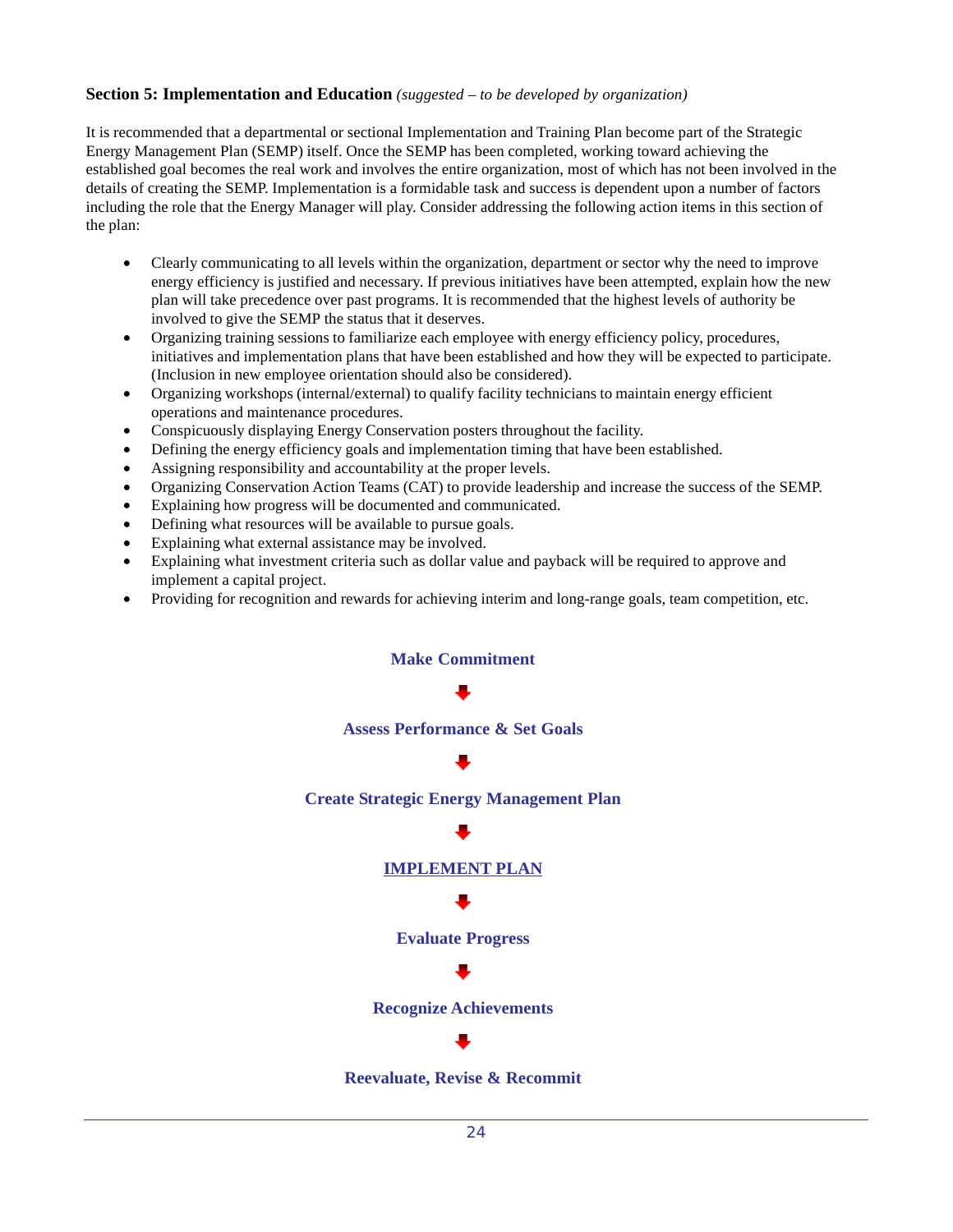**Section 5: Implementation and Education** *(suggested – to be developed by organization)*

It is recommended that a departmental or sectional Implementation and Training Plan become part of the Strategic Energy Management Plan (SEMP) itself. Once the SEMP has been completed, working toward achieving the established goal becomes the real work and involves the entire organization, most of which has not been involved in the details of creating the SEMP. Implementation is a formidable task and success is dependent upon a number of factors including the role that the Energy Manager will play. Consider addressing the following action items in this section of the plan:

- Clearly communicating to all levels within the organization, department or sector why the need to improve energy efficiency is justified and necessary. If previous initiatives have been attempted, explain how the new plan will take precedence over past programs. It is recommended that the highest levels of authority be involved to give the SEMP the status that it deserves.
- Organizing training sessions to familiarize each employee with energy efficiency policy, procedures, initiatives and implementation plans that have been established and how they will be expected to participate. (Inclusion in new employee orientation should also be considered).
- Organizing workshops (internal/external) to qualify facility technicians to maintain energy efficient operations and maintenance procedures.
- Conspicuously displaying Energy Conservation posters throughout the facility.
- Defining the energy efficiency goals and implementation timing that have been established.
- Assigning responsibility and accountability at the proper levels.
- Organizing Conservation Action Teams (CAT) to provide leadership and increase the success of the SEMP.
- Explaining how progress will be documented and communicated.
- Defining what resources will be available to pursue goals.
- Explaining what external assistance may be involved.
- Explaining what investment criteria such as dollar value and payback will be required to approve and implement a capital project.
- Providing for recognition and rewards for achieving interim and long-range goals, team competition, etc.

**Make Commitment**

↓

**Assess Performance & Set Goals**

↓

**Create Strategic Energy Management Plan**

↓

**IMPLEMENT PLAN**

↓

**Evaluate Progress**

↓

**Recognize Achievements**

↓

**Reevaluate, Revise & Recommit**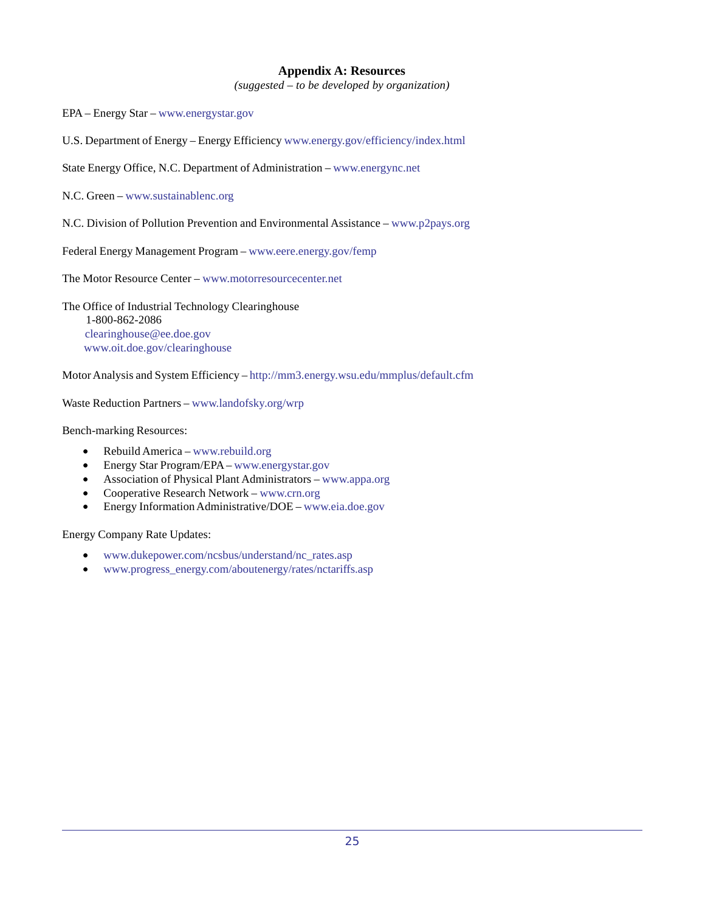## Appendix A: Resources

*(suggested – to be developed by organization)*

EPA – Energy Star – www.energystar.gov

U.S. Department of Energy – Energy Efficiency www.energy.gov/efficiency/index.html

State Energy Office, N.C. Department of Administration – www.energync.net

N.C. Green – www.sustainablenc.org

N.C. Division of Pollution Prevention and Environmental Assistance – www.p2pays.org

Federal Energy Management Program – www.eere.energy.gov/femp

The Motor Resource Center – www.motorresourcecenter.net

The Office of Industrial Technology Clearinghouse
1-800-862-2086
clearinghouse@ee.doe.gov
www.oit.doe.gov/clearinghouse

Motor Analysis and System Efficiency – http://mm3.energy.wsu.edu/mmplus/default.cfm

Waste Reduction Partners – www.landofsky.org/wrp

Bench-marking Resources:

- Rebuild America – www.rebuild.org
- Energy Star Program/EPA – www.energystar.gov
- Association of Physical Plant Administrators – www.appa.org
- Cooperative Research Network – www.crn.org
- Energy Information Administrative/DOE – www.eia.doe.gov

Energy Company Rate Updates:

- www.dukepower.com/ncsbus/understand/nc_rates.asp
- www.progress_energy.com/aboutenergy/rates/nctariffs.asp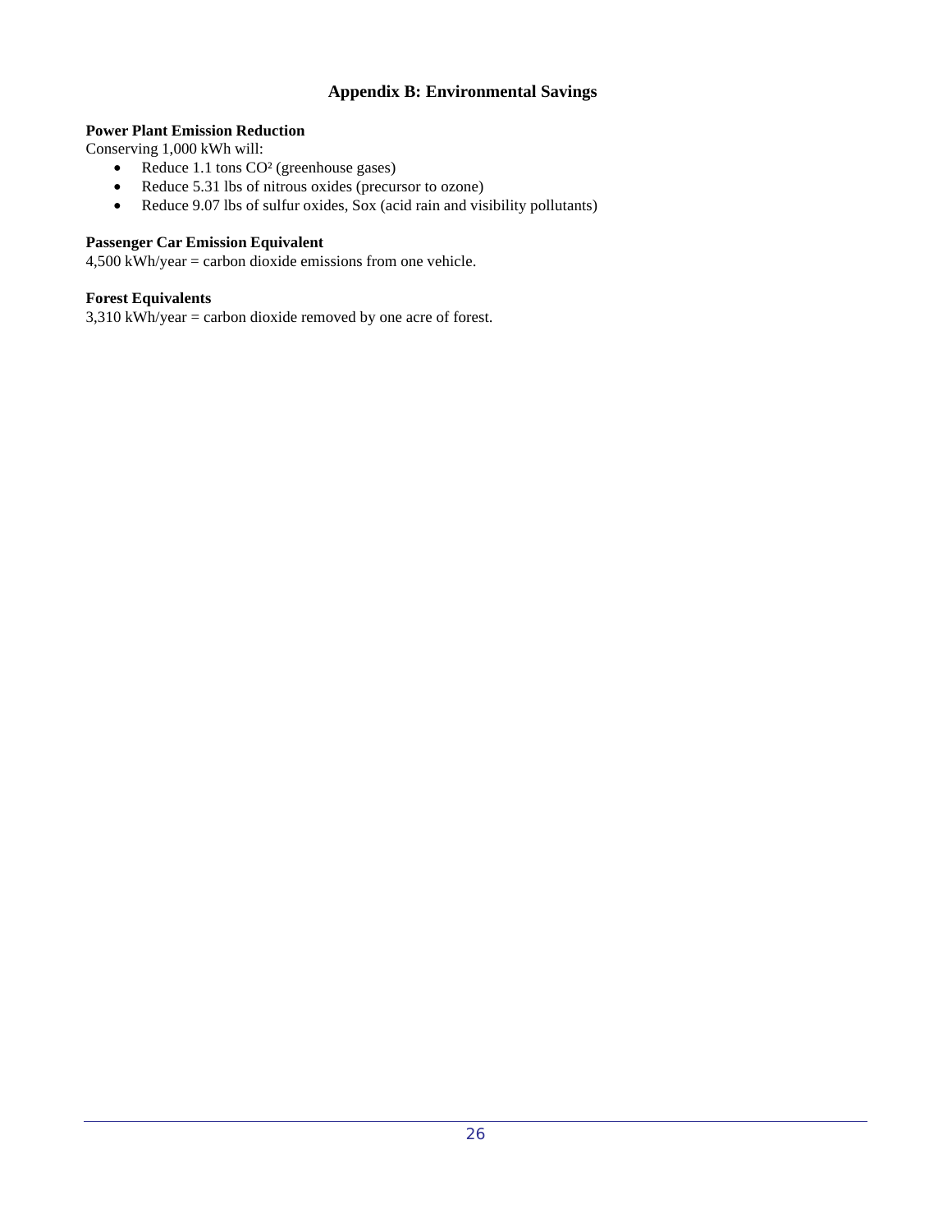# Appendix B: Environmental Savings

**Power Plant Emission Reduction**
Conserving 1,000 kWh will:

- Reduce 1.1 tons $CO^2$ (greenhouse gases)
- Reduce 5.31 lbs of nitrous oxides (precursor to ozone)
- Reduce 9.07 lbs of sulfur oxides, Sox (acid rain and visibility pollutants)

**Passenger Car Emission Equivalent**
4,500 kWh/year = carbon dioxide emissions from one vehicle.

**Forest Equivalents**
3,310 kWh/year = carbon dioxide removed by one acre of forest.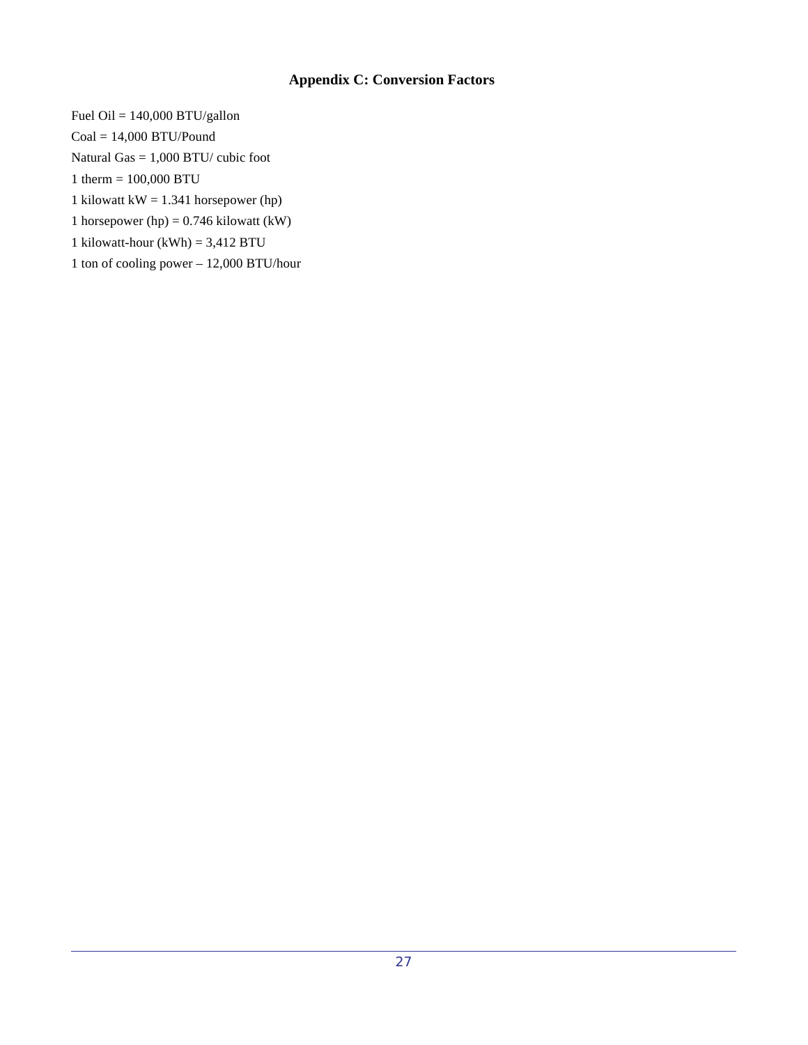# Appendix C: Conversion Factors

Fuel Oil = 140,000 BTU/gallon

Coal = 14,000 BTU/Pound

Natural Gas = 1,000 BTU/ cubic foot

1 therm = 100,000 BTU

1 kilowatt kW = 1.341 horsepower (hp)

1 horsepower (hp) = 0.746 kilowatt (kW)

1 kilowatt-hour (kWh) = 3,412 BTU

1 ton of cooling power – 12,000 BTU/hour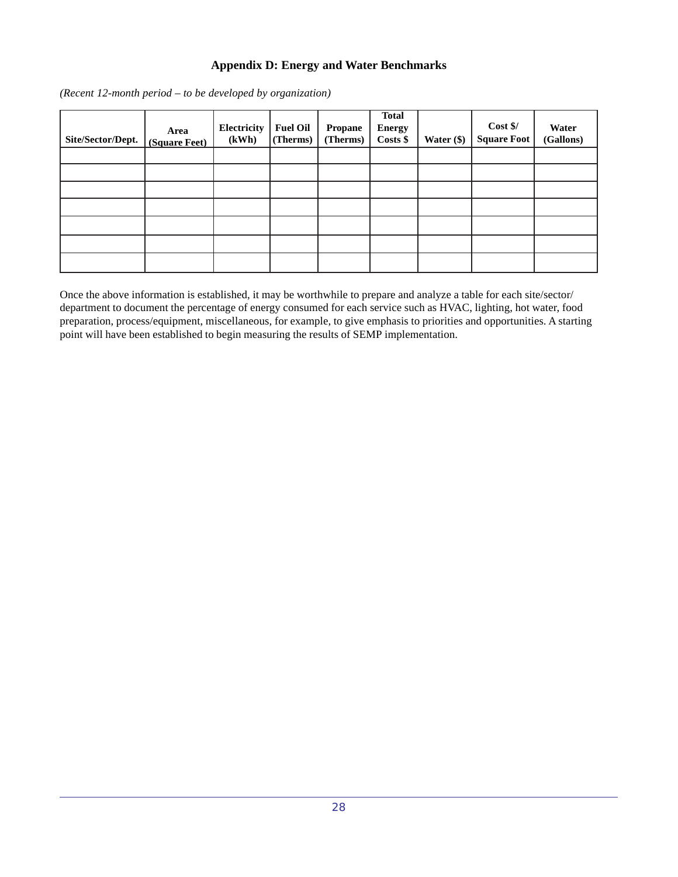## Appendix D: Energy and Water Benchmarks

*(Recent 12-month period – to be developed by organization)*

| Site/Sector/Dept. | Area (Square Feet) | Electricity (kWh) | Fuel Oil (Therms) | Propane (Therms) | Total Energy Costs $ | Water ($) | Cost $/ Square Foot | Water (Gallons) |
|---|---|---|---|---|---|---|---|---|
| | | | | | | | | |
| | | | | | | | | |
| | | | | | | | | |
| | | | | | | | | |
| | | | | | | | | |
| | | | | | | | | |
| | | | | | | | | |

Once the above information is established, it may be worthwhile to prepare and analyze a table for each site/sector/department to document the percentage of energy consumed for each service such as HVAC, lighting, hot water, food preparation, process/equipment, miscellaneous, for example, to give emphasis to priorities and opportunities. A starting point will have been established to begin measuring the results of SEMP implementation.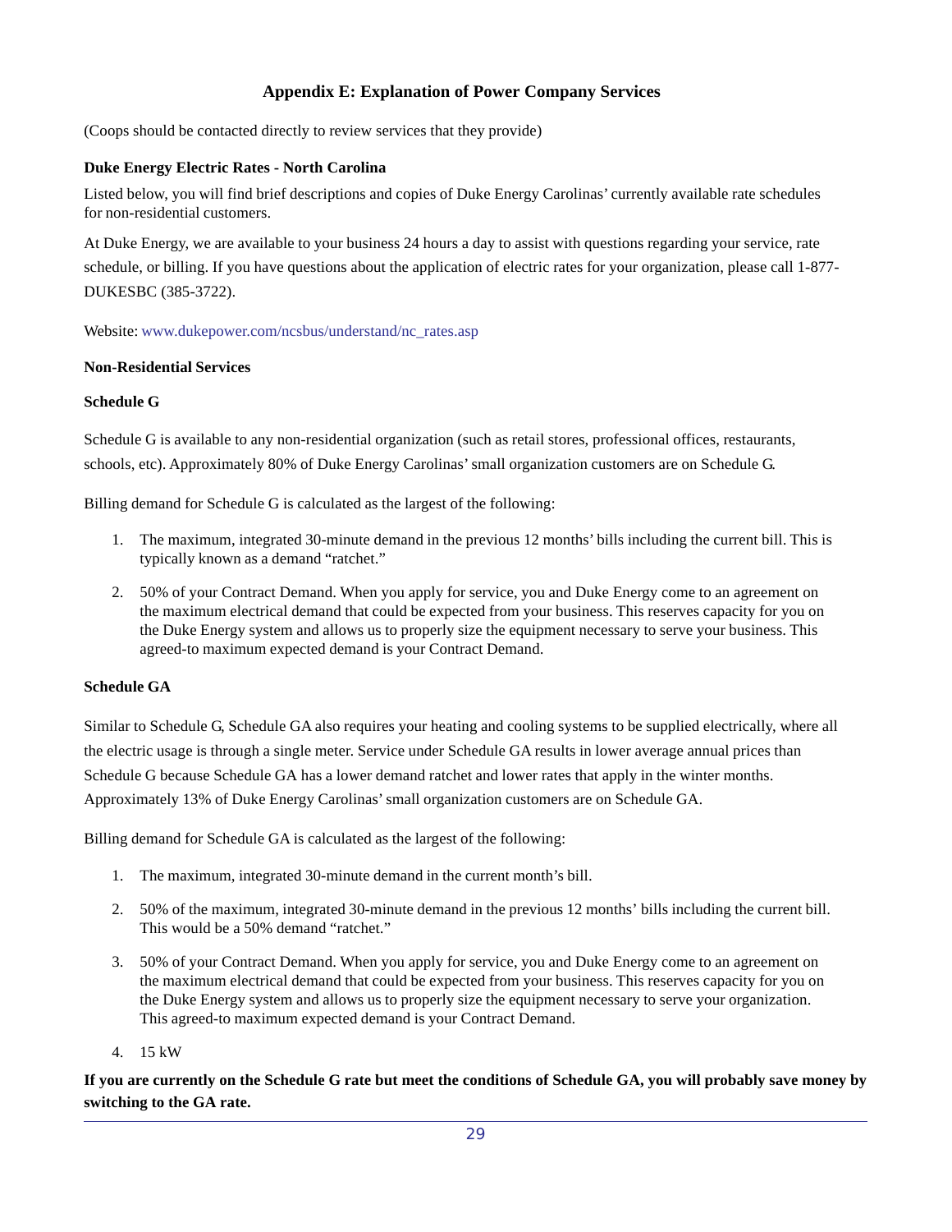# Appendix E: Explanation of Power Company Services

(Coops should be contacted directly to review services that they provide)

**Duke Energy Electric Rates - North Carolina**

Listed below, you will find brief descriptions and copies of Duke Energy Carolinas' currently available rate schedules for non-residential customers.

At Duke Energy, we are available to your business 24 hours a day to assist with questions regarding your service, rate schedule, or billing. If you have questions about the application of electric rates for your organization, please call 1-877-DUKESBC (385-3722).

Website: www.dukepower.com/ncsbus/understand/nc_rates.asp

**Non-Residential Services**

**Schedule G**

Schedule G is available to any non-residential organization (such as retail stores, professional offices, restaurants, schools, etc). Approximately 80% of Duke Energy Carolinas' small organization customers are on Schedule G.

Billing demand for Schedule G is calculated as the largest of the following:

1. The maximum, integrated 30-minute demand in the previous 12 months' bills including the current bill. This is typically known as a demand "ratchet."
2. 50% of your Contract Demand. When you apply for service, you and Duke Energy come to an agreement on the maximum electrical demand that could be expected from your business. This reserves capacity for you on the Duke Energy system and allows us to properly size the equipment necessary to serve your business. This agreed-to maximum expected demand is your Contract Demand.

**Schedule GA**

Similar to Schedule G, Schedule GA also requires your heating and cooling systems to be supplied electrically, where all the electric usage is through a single meter. Service under Schedule GA results in lower average annual prices than Schedule G because Schedule GA has a lower demand ratchet and lower rates that apply in the winter months. Approximately 13% of Duke Energy Carolinas' small organization customers are on Schedule GA.

Billing demand for Schedule GA is calculated as the largest of the following:

1. The maximum, integrated 30-minute demand in the current month's bill.
2. 50% of the maximum, integrated 30-minute demand in the previous 12 months' bills including the current bill. This would be a 50% demand "ratchet."
3. 50% of your Contract Demand. When you apply for service, you and Duke Energy come to an agreement on the maximum electrical demand that could be expected from your business. This reserves capacity for you on the Duke Energy system and allows us to properly size the equipment necessary to serve your organization. This agreed-to maximum expected demand is your Contract Demand.
4. 15 kW

**If you are currently on the Schedule G rate but meet the conditions of Schedule GA, you will probably save money by switching to the GA rate.**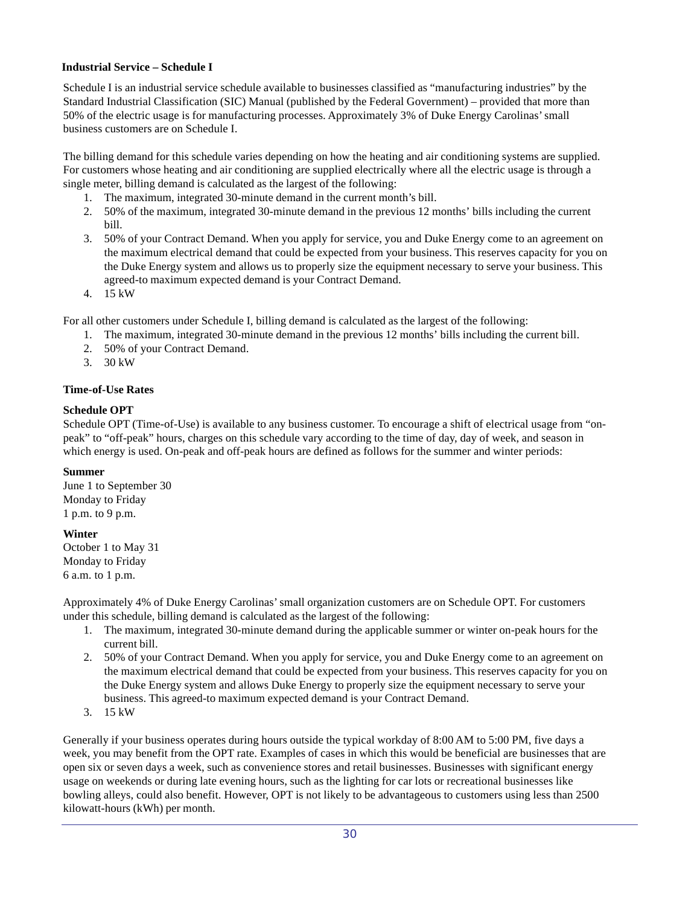### Industrial Service – Schedule I

Schedule I is an industrial service schedule available to businesses classified as "manufacturing industries" by the Standard Industrial Classification (SIC) Manual (published by the Federal Government) – provided that more than 50% of the electric usage is for manufacturing processes. Approximately 3% of Duke Energy Carolinas' small business customers are on Schedule I.

The billing demand for this schedule varies depending on how the heating and air conditioning systems are supplied. For customers whose heating and air conditioning are supplied electrically where all the electric usage is through a single meter, billing demand is calculated as the largest of the following:

1. The maximum, integrated 30-minute demand in the current month's bill.
2. 50% of the maximum, integrated 30-minute demand in the previous 12 months' bills including the current bill.
3. 50% of your Contract Demand. When you apply for service, you and Duke Energy come to an agreement on the maximum electrical demand that could be expected from your business. This reserves capacity for you on the Duke Energy system and allows us to properly size the equipment necessary to serve your business. This agreed-to maximum expected demand is your Contract Demand.
4. 15 kW

For all other customers under Schedule I, billing demand is calculated as the largest of the following:

1. The maximum, integrated 30-minute demand in the previous 12 months' bills including the current bill.
2. 50% of your Contract Demand.
3. 30 kW

### Time-of-Use Rates

**Schedule OPT**

Schedule OPT (Time-of-Use) is available to any business customer. To encourage a shift of electrical usage from "on-peak" to "off-peak" hours, charges on this schedule vary according to the time of day, day of week, and season in which energy is used. On-peak and off-peak hours are defined as follows for the summer and winter periods:

**Summer**
June 1 to September 30
Monday to Friday
1 p.m. to 9 p.m.

**Winter**
October 1 to May 31
Monday to Friday
6 a.m. to 1 p.m.

Approximately 4% of Duke Energy Carolinas' small organization customers are on Schedule OPT. For customers under this schedule, billing demand is calculated as the largest of the following:

1. The maximum, integrated 30-minute demand during the applicable summer or winter on-peak hours for the current bill.
2. 50% of your Contract Demand. When you apply for service, you and Duke Energy come to an agreement on the maximum electrical demand that could be expected from your business. This reserves capacity for you on the Duke Energy system and allows Duke Energy to properly size the equipment necessary to serve your business. This agreed-to maximum expected demand is your Contract Demand.
3. 15 kW

Generally if your business operates during hours outside the typical workday of 8:00 AM to 5:00 PM, five days a week, you may benefit from the OPT rate. Examples of cases in which this would be beneficial are businesses that are open six or seven days a week, such as convenience stores and retail businesses. Businesses with significant energy usage on weekends or during late evening hours, such as the lighting for car lots or recreational businesses like bowling alleys, could also benefit. However, OPT is not likely to be advantageous to customers using less than 2500 kilowatt-hours (kWh) per month.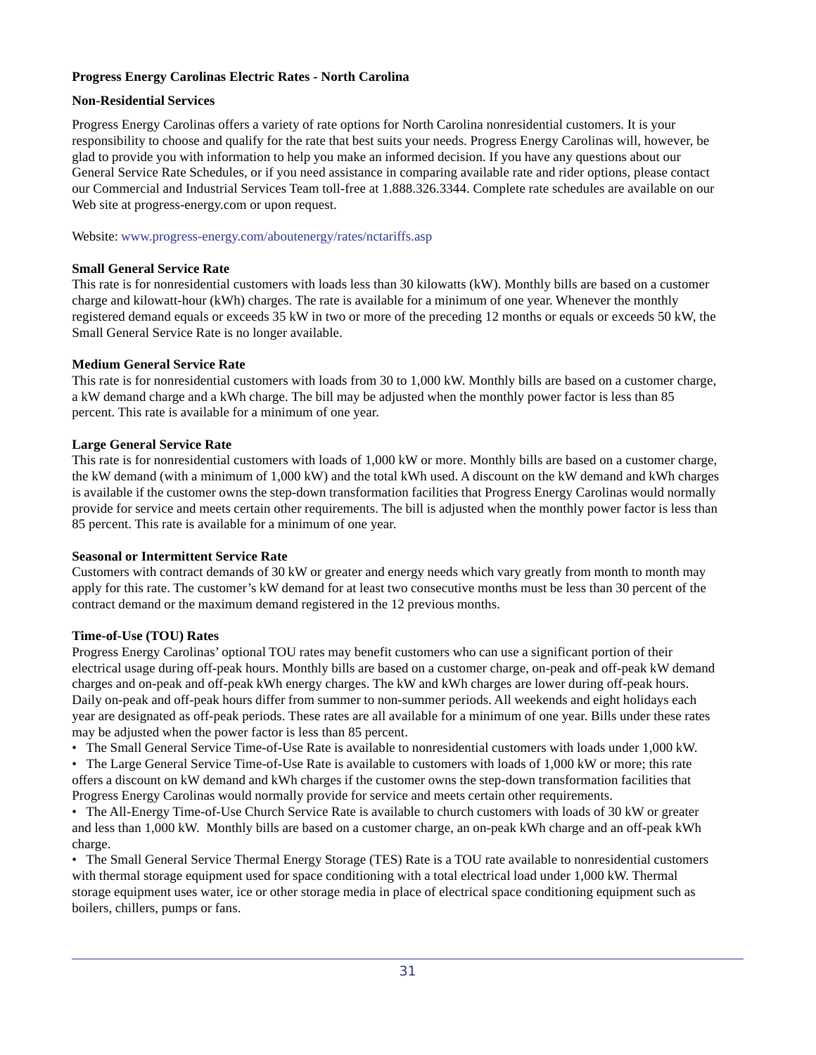**Progress Energy Carolinas Electric Rates - North Carolina**

**Non-Residential Services**

Progress Energy Carolinas offers a variety of rate options for North Carolina nonresidential customers. It is your responsibility to choose and qualify for the rate that best suits your needs. Progress Energy Carolinas will, however, be glad to provide you with information to help you make an informed decision. If you have any questions about our General Service Rate Schedules, or if you need assistance in comparing available rate and rider options, please contact our Commercial and Industrial Services Team toll-free at 1.888.326.3344. Complete rate schedules are available on our Web site at progress-energy.com or upon request.

Website: www.progress-energy.com/aboutenergy/rates/nctariffs.asp

**Small General Service Rate**

This rate is for nonresidential customers with loads less than 30 kilowatts (kW). Monthly bills are based on a customer charge and kilowatt-hour (kWh) charges. The rate is available for a minimum of one year. Whenever the monthly registered demand equals or exceeds 35 kW in two or more of the preceding 12 months or equals or exceeds 50 kW, the Small General Service Rate is no longer available.

**Medium General Service Rate**

This rate is for nonresidential customers with loads from 30 to 1,000 kW. Monthly bills are based on a customer charge, a kW demand charge and a kWh charge. The bill may be adjusted when the monthly power factor is less than 85 percent. This rate is available for a minimum of one year.

**Large General Service Rate**

This rate is for nonresidential customers with loads of 1,000 kW or more. Monthly bills are based on a customer charge, the kW demand (with a minimum of 1,000 kW) and the total kWh used. A discount on the kW demand and kWh charges is available if the customer owns the step-down transformation facilities that Progress Energy Carolinas would normally provide for service and meets certain other requirements. The bill is adjusted when the monthly power factor is less than 85 percent. This rate is available for a minimum of one year.

**Seasonal or Intermittent Service Rate**

Customers with contract demands of 30 kW or greater and energy needs which vary greatly from month to month may apply for this rate. The customer's kW demand for at least two consecutive months must be less than 30 percent of the contract demand or the maximum demand registered in the 12 previous months.

**Time-of-Use (TOU) Rates**

Progress Energy Carolinas' optional TOU rates may benefit customers who can use a significant portion of their electrical usage during off-peak hours. Monthly bills are based on a customer charge, on-peak and off-peak kW demand charges and on-peak and off-peak kWh energy charges. The kW and kWh charges are lower during off-peak hours. Daily on-peak and off-peak hours differ from summer to non-summer periods. All weekends and eight holidays each year are designated as off-peak periods. These rates are all available for a minimum of one year. Bills under these rates may be adjusted when the power factor is less than 85 percent.

- The Small General Service Time-of-Use Rate is available to nonresidential customers with loads under 1,000 kW.
- The Large General Service Time-of-Use Rate is available to customers with loads of 1,000 kW or more; this rate offers a discount on kW demand and kWh charges if the customer owns the step-down transformation facilities that Progress Energy Carolinas would normally provide for service and meets certain other requirements.
- The All-Energy Time-of-Use Church Service Rate is available to church customers with loads of 30 kW or greater and less than 1,000 kW. Monthly bills are based on a customer charge, an on-peak kWh charge and an off-peak kWh charge.
- The Small General Service Thermal Energy Storage (TES) Rate is a TOU rate available to nonresidential customers with thermal storage equipment used for space conditioning with a total electrical load under 1,000 kW. Thermal storage equipment uses water, ice or other storage media in place of electrical space conditioning equipment such as boilers, chillers, pumps or fans.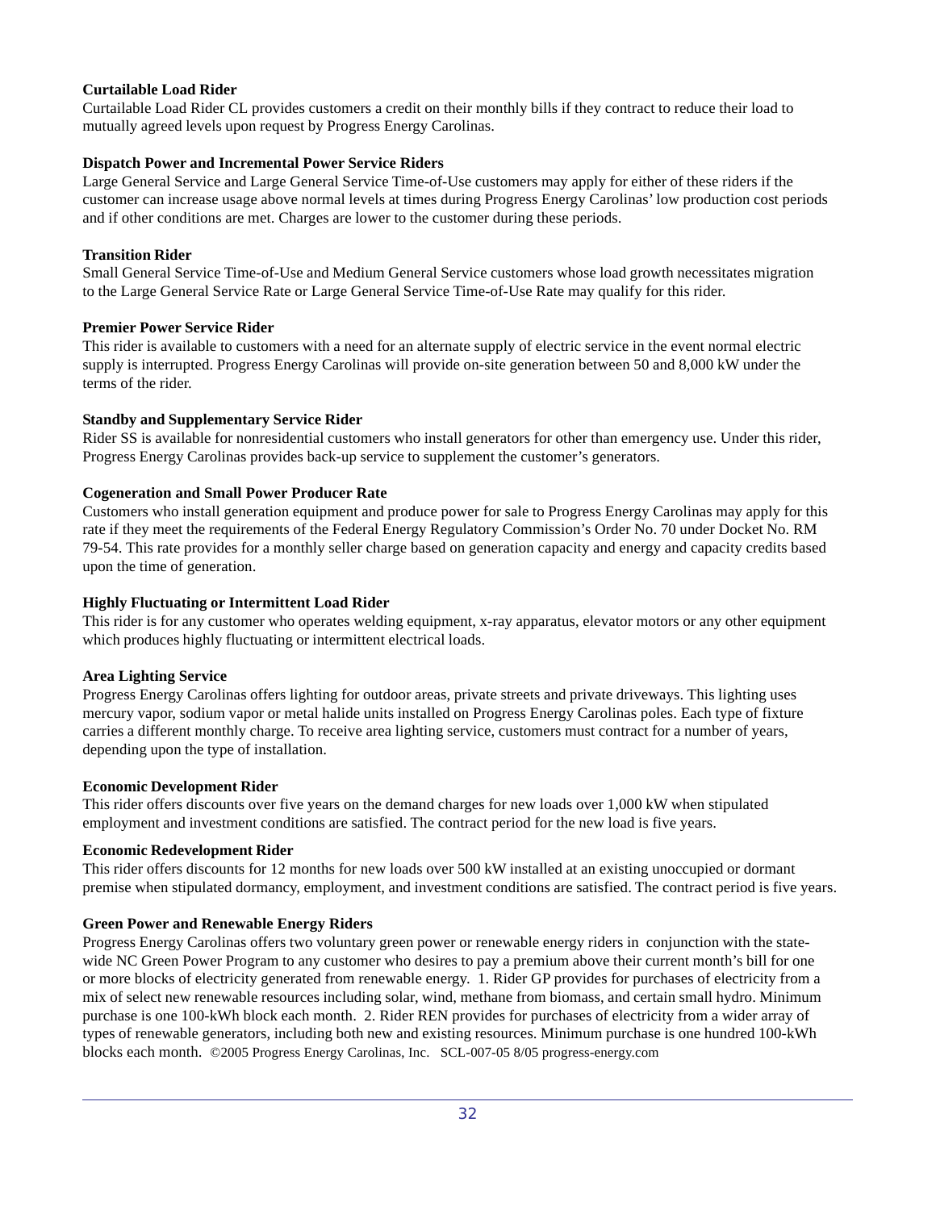**Curtailable Load Rider**

Curtailable Load Rider CL provides customers a credit on their monthly bills if they contract to reduce their load to mutually agreed levels upon request by Progress Energy Carolinas.

**Dispatch Power and Incremental Power Service Riders**

Large General Service and Large General Service Time-of-Use customers may apply for either of these riders if the customer can increase usage above normal levels at times during Progress Energy Carolinas' low production cost periods and if other conditions are met. Charges are lower to the customer during these periods.

**Transition Rider**

Small General Service Time-of-Use and Medium General Service customers whose load growth necessitates migration to the Large General Service Rate or Large General Service Time-of-Use Rate may qualify for this rider.

**Premier Power Service Rider**

This rider is available to customers with a need for an alternate supply of electric service in the event normal electric supply is interrupted. Progress Energy Carolinas will provide on-site generation between 50 and 8,000 kW under the terms of the rider.

**Standby and Supplementary Service Rider**

Rider SS is available for nonresidential customers who install generators for other than emergency use. Under this rider, Progress Energy Carolinas provides back-up service to supplement the customer's generators.

**Cogeneration and Small Power Producer Rate**

Customers who install generation equipment and produce power for sale to Progress Energy Carolinas may apply for this rate if they meet the requirements of the Federal Energy Regulatory Commission's Order No. 70 under Docket No. RM 79-54. This rate provides for a monthly seller charge based on generation capacity and energy and capacity credits based upon the time of generation.

**Highly Fluctuating or Intermittent Load Rider**

This rider is for any customer who operates welding equipment, x-ray apparatus, elevator motors or any other equipment which produces highly fluctuating or intermittent electrical loads.

**Area Lighting Service**

Progress Energy Carolinas offers lighting for outdoor areas, private streets and private driveways. This lighting uses mercury vapor, sodium vapor or metal halide units installed on Progress Energy Carolinas poles. Each type of fixture carries a different monthly charge. To receive area lighting service, customers must contract for a number of years, depending upon the type of installation.

**Economic Development Rider**

This rider offers discounts over five years on the demand charges for new loads over 1,000 kW when stipulated employment and investment conditions are satisfied. The contract period for the new load is five years.

**Economic Redevelopment Rider**

This rider offers discounts for 12 months for new loads over 500 kW installed at an existing unoccupied or dormant premise when stipulated dormancy, employment, and investment conditions are satisfied. The contract period is five years.

**Green Power and Renewable Energy Riders**

Progress Energy Carolinas offers two voluntary green power or renewable energy riders in conjunction with the state-wide NC Green Power Program to any customer who desires to pay a premium above their current month's bill for one or more blocks of electricity generated from renewable energy. 1. Rider GP provides for purchases of electricity from a mix of select new renewable resources including solar, wind, methane from biomass, and certain small hydro. Minimum purchase is one 100-kWh block each month. 2. Rider REN provides for purchases of electricity from a wider array of types of renewable generators, including both new and existing resources. Minimum purchase is one hundred 100-kWh blocks each month. ©2005 Progress Energy Carolinas, Inc. SCL-007-05 8/05 progress-energy.com